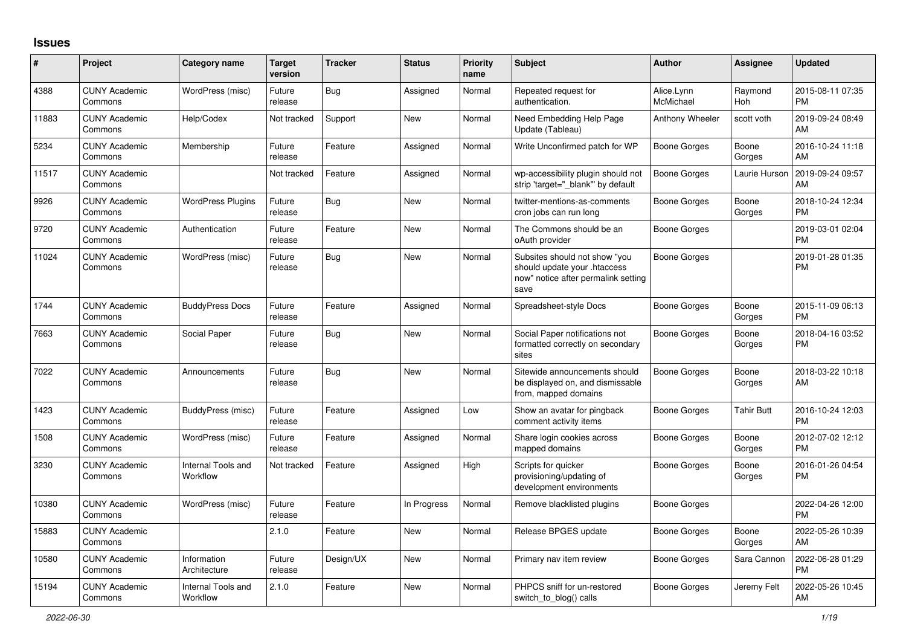# Issues

| # | Project | Category name | Target version | Tracker | Status | Priority name | Subject | Author | Assignee | Updated |
|---|---|---|---|---|---|---|---|---|---|---|
| 4388 | CUNY Academic Commons | WordPress (misc) | Future release | Bug | Assigned | Normal | Repeated request for authentication. | Alice.Lynn McMichael | Raymond Hoh | 2015-08-11 07:35 PM |
| 11883 | CUNY Academic Commons | Help/Codex | Not tracked | Support | New | Normal | Need Embedding Help Page Update (Tableau) | Anthony Wheeler | scott voth | 2019-09-24 08:49 AM |
| 5234 | CUNY Academic Commons | Membership | Future release | Feature | Assigned | Normal | Write Unconfirmed patch for WP | Boone Gorges | Boone Gorges | 2016-10-24 11:18 AM |
| 11517 | CUNY Academic Commons | | Not tracked | Feature | Assigned | Normal | wp-accessibility plugin should not strip 'target="_blank"' by default | Boone Gorges | Laurie Hurson | 2019-09-24 09:57 AM |
| 9926 | CUNY Academic Commons | WordPress Plugins | Future release | Bug | New | Normal | twitter-mentions-as-comments cron jobs can run long | Boone Gorges | Boone Gorges | 2018-10-24 12:34 PM |
| 9720 | CUNY Academic Commons | Authentication | Future release | Feature | New | Normal | The Commons should be an oAuth provider | Boone Gorges | | 2019-03-01 02:04 PM |
| 11024 | CUNY Academic Commons | WordPress (misc) | Future release | Bug | New | Normal | Subsites should not show "you should update your .htaccess now" notice after permalink setting save | Boone Gorges | | 2019-01-28 01:35 PM |
| 1744 | CUNY Academic Commons | BuddyPress Docs | Future release | Feature | Assigned | Normal | Spreadsheet-style Docs | Boone Gorges | Boone Gorges | 2015-11-09 06:13 PM |
| 7663 | CUNY Academic Commons | Social Paper | Future release | Bug | New | Normal | Social Paper notifications not formatted correctly on secondary sites | Boone Gorges | Boone Gorges | 2018-04-16 03:52 PM |
| 7022 | CUNY Academic Commons | Announcements | Future release | Bug | New | Normal | Sitewide announcements should be displayed on, and dismissable from, mapped domains | Boone Gorges | Boone Gorges | 2018-03-22 10:18 AM |
| 1423 | CUNY Academic Commons | BuddyPress (misc) | Future release | Feature | Assigned | Low | Show an avatar for pingback comment activity items | Boone Gorges | Tahir Butt | 2016-10-24 12:03 PM |
| 1508 | CUNY Academic Commons | WordPress (misc) | Future release | Feature | Assigned | Normal | Share login cookies across mapped domains | Boone Gorges | Boone Gorges | 2012-07-02 12:12 PM |
| 3230 | CUNY Academic Commons | Internal Tools and Workflow | Not tracked | Feature | Assigned | High | Scripts for quicker provisioning/updating of development environments | Boone Gorges | Boone Gorges | 2016-01-26 04:54 PM |
| 10380 | CUNY Academic Commons | WordPress (misc) | Future release | Feature | In Progress | Normal | Remove blacklisted plugins | Boone Gorges | | 2022-04-26 12:00 PM |
| 15883 | CUNY Academic Commons | | 2.1.0 | Feature | New | Normal | Release BPGES update | Boone Gorges | Boone Gorges | 2022-05-26 10:39 AM |
| 10580 | CUNY Academic Commons | Information Architecture | Future release | Design/UX | New | Normal | Primary nav item review | Boone Gorges | Sara Cannon | 2022-06-28 01:29 PM |
| 15194 | CUNY Academic Commons | Internal Tools and Workflow | 2.1.0 | Feature | New | Normal | PHPCS sniff for un-restored switch_to_blog() calls | Boone Gorges | Jeremy Felt | 2022-05-26 10:45 AM |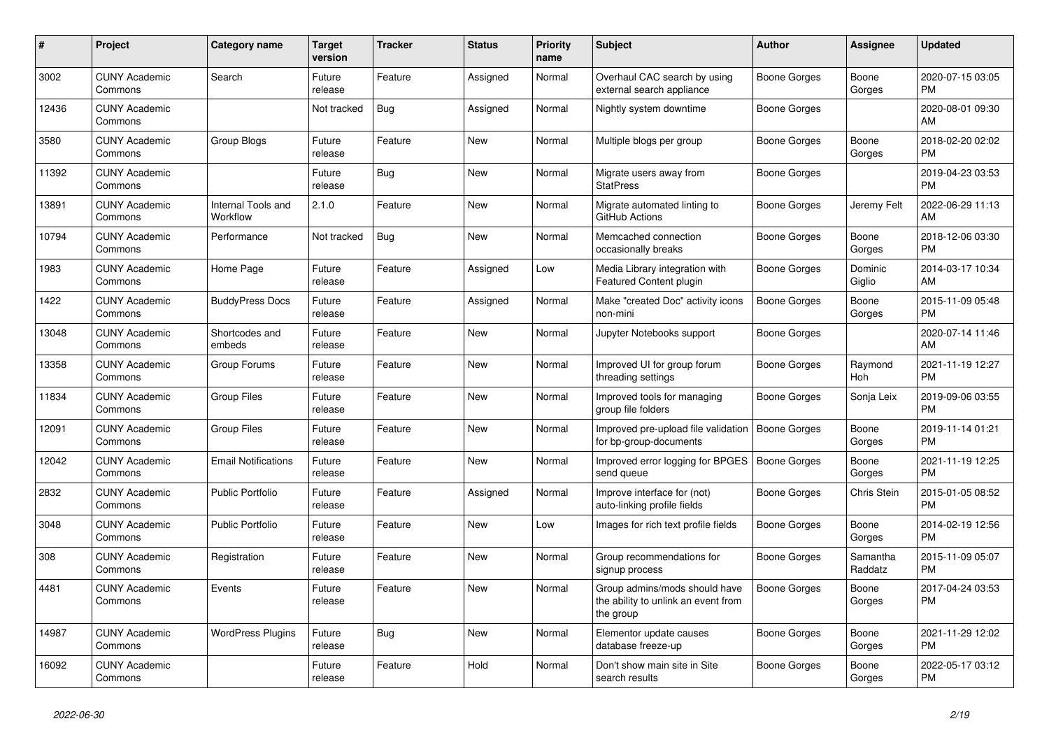| # | Project | Category name | Target version | Tracker | Status | Priority name | Subject | Author | Assignee | Updated |
|---|---|---|---|---|---|---|---|---|---|---|
| 3002 | CUNY Academic Commons | Search | Future release | Feature | Assigned | Normal | Overhaul CAC search by using external search appliance | Boone Gorges | Boone Gorges | 2020-07-15 03:05 PM |
| 12436 | CUNY Academic Commons | | Not tracked | Bug | Assigned | Normal | Nightly system downtime | Boone Gorges | | 2020-08-01 09:30 AM |
| 3580 | CUNY Academic Commons | Group Blogs | Future release | Feature | New | Normal | Multiple blogs per group | Boone Gorges | Boone Gorges | 2018-02-20 02:02 PM |
| 11392 | CUNY Academic Commons | | Future release | Bug | New | Normal | Migrate users away from StatPress | Boone Gorges | | 2019-04-23 03:53 PM |
| 13891 | CUNY Academic Commons | Internal Tools and Workflow | 2.1.0 | Feature | New | Normal | Migrate automated linting to GitHub Actions | Boone Gorges | Jeremy Felt | 2022-06-29 11:13 AM |
| 10794 | CUNY Academic Commons | Performance | Not tracked | Bug | New | Normal | Memcached connection occasionally breaks | Boone Gorges | Boone Gorges | 2018-12-06 03:30 PM |
| 1983 | CUNY Academic Commons | Home Page | Future release | Feature | Assigned | Low | Media Library integration with Featured Content plugin | Boone Gorges | Dominic Giglio | 2014-03-17 10:34 AM |
| 1422 | CUNY Academic Commons | BuddyPress Docs | Future release | Feature | Assigned | Normal | Make "created Doc" activity icons non-mini | Boone Gorges | Boone Gorges | 2015-11-09 05:48 PM |
| 13048 | CUNY Academic Commons | Shortcodes and embeds | Future release | Feature | New | Normal | Jupyter Notebooks support | Boone Gorges | | 2020-07-14 11:46 AM |
| 13358 | CUNY Academic Commons | Group Forums | Future release | Feature | New | Normal | Improved UI for group forum threading settings | Boone Gorges | Raymond Hoh | 2021-11-19 12:27 PM |
| 11834 | CUNY Academic Commons | Group Files | Future release | Feature | New | Normal | Improved tools for managing group file folders | Boone Gorges | Sonja Leix | 2019-09-06 03:55 PM |
| 12091 | CUNY Academic Commons | Group Files | Future release | Feature | New | Normal | Improved pre-upload file validation for bp-group-documents | Boone Gorges | Boone Gorges | 2019-11-14 01:21 PM |
| 12042 | CUNY Academic Commons | Email Notifications | Future release | Feature | New | Normal | Improved error logging for BPGES send queue | Boone Gorges | Boone Gorges | 2021-11-19 12:25 PM |
| 2832 | CUNY Academic Commons | Public Portfolio | Future release | Feature | Assigned | Normal | Improve interface for (not) auto-linking profile fields | Boone Gorges | Chris Stein | 2015-01-05 08:52 PM |
| 3048 | CUNY Academic Commons | Public Portfolio | Future release | Feature | New | Low | Images for rich text profile fields | Boone Gorges | Boone Gorges | 2014-02-19 12:56 PM |
| 308 | CUNY Academic Commons | Registration | Future release | Feature | New | Normal | Group recommendations for signup process | Boone Gorges | Samantha Raddatz | 2015-11-09 05:07 PM |
| 4481 | CUNY Academic Commons | Events | Future release | Feature | New | Normal | Group admins/mods should have the ability to unlink an event from the group | Boone Gorges | Boone Gorges | 2017-04-24 03:53 PM |
| 14987 | CUNY Academic Commons | WordPress Plugins | Future release | Bug | New | Normal | Elementor update causes database freeze-up | Boone Gorges | Boone Gorges | 2021-11-29 12:02 PM |
| 16092 | CUNY Academic Commons | | Future release | Feature | Hold | Normal | Don't show main site in Site search results | Boone Gorges | Boone Gorges | 2022-05-17 03:12 PM |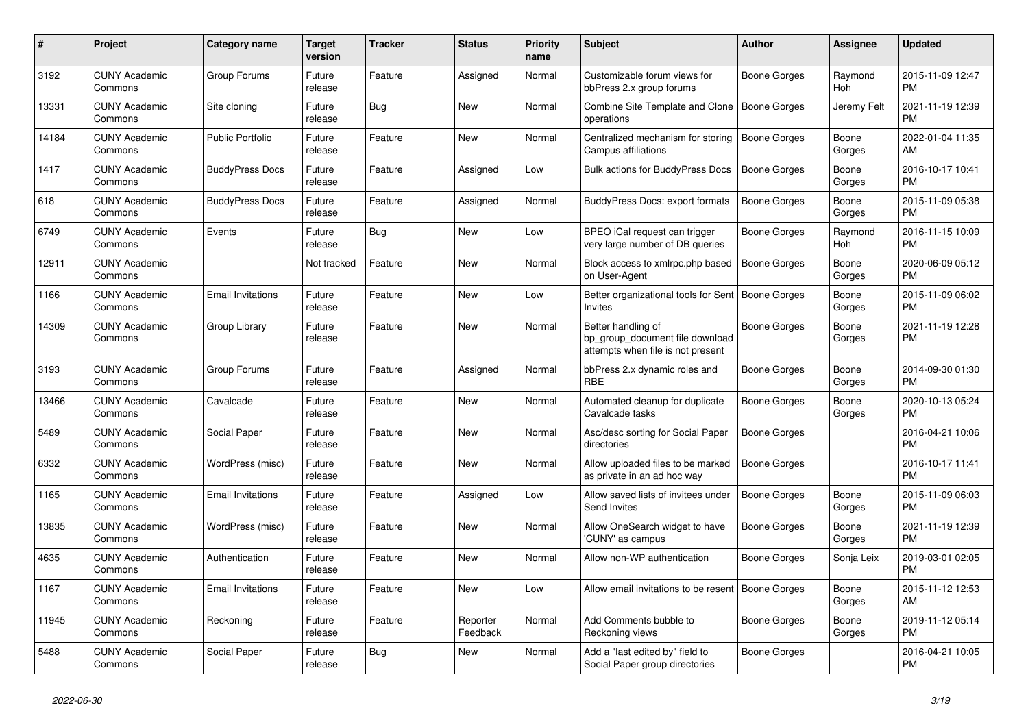| # | Project | Category name | Target version | Tracker | Status | Priority name | Subject | Author | Assignee | Updated |
|---|---|---|---|---|---|---|---|---|---|---|
| 3192 | CUNY Academic Commons | Group Forums | Future release | Feature | Assigned | Normal | Customizable forum views for bbPress 2.x group forums | Boone Gorges | Raymond Hoh | 2015-11-09 12:47 PM |
| 13331 | CUNY Academic Commons | Site cloning | Future release | Bug | New | Normal | Combine Site Template and Clone operations | Boone Gorges | Jeremy Felt | 2021-11-19 12:39 PM |
| 14184 | CUNY Academic Commons | Public Portfolio | Future release | Feature | New | Normal | Centralized mechanism for storing Campus affiliations | Boone Gorges | Boone Gorges | 2022-01-04 11:35 AM |
| 1417 | CUNY Academic Commons | BuddyPress Docs | Future release | Feature | Assigned | Low | Bulk actions for BuddyPress Docs | Boone Gorges | Boone Gorges | 2016-10-17 10:41 PM |
| 618 | CUNY Academic Commons | BuddyPress Docs | Future release | Feature | Assigned | Normal | BuddyPress Docs: export formats | Boone Gorges | Boone Gorges | 2015-11-09 05:38 PM |
| 6749 | CUNY Academic Commons | Events | Future release | Bug | New | Low | BPEO iCal request can trigger very large number of DB queries | Boone Gorges | Raymond Hoh | 2016-11-15 10:09 PM |
| 12911 | CUNY Academic Commons | | Not tracked | Feature | New | Normal | Block access to xmlrpc.php based on User-Agent | Boone Gorges | Boone Gorges | 2020-06-09 05:12 PM |
| 1166 | CUNY Academic Commons | Email Invitations | Future release | Feature | New | Low | Better organizational tools for Sent Invites | Boone Gorges | Boone Gorges | 2015-11-09 06:02 PM |
| 14309 | CUNY Academic Commons | Group Library | Future release | Feature | New | Normal | Better handling of bp_group_document file download attempts when file is not present | Boone Gorges | Boone Gorges | 2021-11-19 12:28 PM |
| 3193 | CUNY Academic Commons | Group Forums | Future release | Feature | Assigned | Normal | bbPress 2.x dynamic roles and RBE | Boone Gorges | Boone Gorges | 2014-09-30 01:30 PM |
| 13466 | CUNY Academic Commons | Cavalcade | Future release | Feature | New | Normal | Automated cleanup for duplicate Cavalcade tasks | Boone Gorges | Boone Gorges | 2020-10-13 05:24 PM |
| 5489 | CUNY Academic Commons | Social Paper | Future release | Feature | New | Normal | Asc/desc sorting for Social Paper directories | Boone Gorges | | 2016-04-21 10:06 PM |
| 6332 | CUNY Academic Commons | WordPress (misc) | Future release | Feature | New | Normal | Allow uploaded files to be marked as private in an ad hoc way | Boone Gorges | | 2016-10-17 11:41 PM |
| 1165 | CUNY Academic Commons | Email Invitations | Future release | Feature | Assigned | Low | Allow saved lists of invitees under Send Invites | Boone Gorges | Boone Gorges | 2015-11-09 06:03 PM |
| 13835 | CUNY Academic Commons | WordPress (misc) | Future release | Feature | New | Normal | Allow OneSearch widget to have 'CUNY' as campus | Boone Gorges | Boone Gorges | 2021-11-19 12:39 PM |
| 4635 | CUNY Academic Commons | Authentication | Future release | Feature | New | Normal | Allow non-WP authentication | Boone Gorges | Sonja Leix | 2019-03-01 02:05 PM |
| 1167 | CUNY Academic Commons | Email Invitations | Future release | Feature | New | Low | Allow email invitations to be resent | Boone Gorges | Boone Gorges | 2015-11-12 12:53 AM |
| 11945 | CUNY Academic Commons | Reckoning | Future release | Feature | Reporter Feedback | Normal | Add Comments bubble to Reckoning views | Boone Gorges | Boone Gorges | 2019-11-12 05:14 PM |
| 5488 | CUNY Academic Commons | Social Paper | Future release | Bug | New | Normal | Add a "last edited by" field to Social Paper group directories | Boone Gorges | | 2016-04-21 10:05 PM |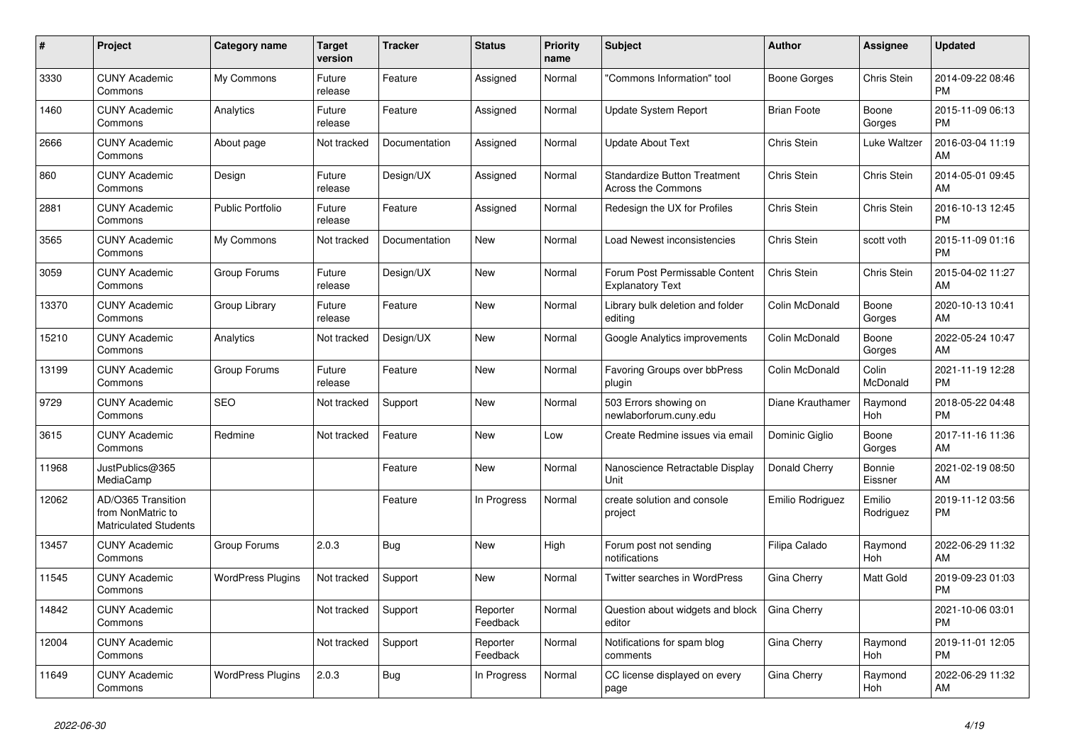| # | Project | Category name | Target version | Tracker | Status | Priority name | Subject | Author | Assignee | Updated |
|---|---|---|---|---|---|---|---|---|---|---|
| 3330 | CUNY Academic Commons | My Commons | Future release | Feature | Assigned | Normal | "Commons Information" tool | Boone Gorges | Chris Stein | 2014-09-22 08:46 PM |
| 1460 | CUNY Academic Commons | Analytics | Future release | Feature | Assigned | Normal | Update System Report | Brian Foote | Boone Gorges | 2015-11-09 06:13 PM |
| 2666 | CUNY Academic Commons | About page | Not tracked | Documentation | Assigned | Normal | Update About Text | Chris Stein | Luke Waltzer | 2016-03-04 11:19 AM |
| 860 | CUNY Academic Commons | Design | Future release | Design/UX | Assigned | Normal | Standardize Button Treatment Across the Commons | Chris Stein | Chris Stein | 2014-05-01 09:45 AM |
| 2881 | CUNY Academic Commons | Public Portfolio | Future release | Feature | Assigned | Normal | Redesign the UX for Profiles | Chris Stein | Chris Stein | 2016-10-13 12:45 PM |
| 3565 | CUNY Academic Commons | My Commons | Not tracked | Documentation | New | Normal | Load Newest inconsistencies | Chris Stein | scott voth | 2015-11-09 01:16 PM |
| 3059 | CUNY Academic Commons | Group Forums | Future release | Design/UX | New | Normal | Forum Post Permissable Content Explanatory Text | Chris Stein | Chris Stein | 2015-04-02 11:27 AM |
| 13370 | CUNY Academic Commons | Group Library | Future release | Feature | New | Normal | Library bulk deletion and folder editing | Colin McDonald | Boone Gorges | 2020-10-13 10:41 AM |
| 15210 | CUNY Academic Commons | Analytics | Not tracked | Design/UX | New | Normal | Google Analytics improvements | Colin McDonald | Boone Gorges | 2022-05-24 10:47 AM |
| 13199 | CUNY Academic Commons | Group Forums | Future release | Feature | New | Normal | Favoring Groups over bbPress plugin | Colin McDonald | Colin McDonald | 2021-11-19 12:28 PM |
| 9729 | CUNY Academic Commons | SEO | Not tracked | Support | New | Normal | 503 Errors showing on newlaborforum.cuny.edu | Diane Krauthamer | Raymond Hoh | 2018-05-22 04:48 PM |
| 3615 | CUNY Academic Commons | Redmine | Not tracked | Feature | New | Low | Create Redmine issues via email | Dominic Giglio | Boone Gorges | 2017-11-16 11:36 AM |
| 11968 | JustPublics@365 MediaCamp | | | Feature | New | Normal | Nanoscience Retractable Display Unit | Donald Cherry | Bonnie Eissner | 2021-02-19 08:50 AM |
| 12062 | AD/O365 Transition from NonMatric to Matriculated Students | | | Feature | In Progress | Normal | create solution and console project | Emilio Rodriguez | Emilio Rodriguez | 2019-11-12 03:56 PM |
| 13457 | CUNY Academic Commons | Group Forums | 2.0.3 | Bug | New | High | Forum post not sending notifications | Filipa Calado | Raymond Hoh | 2022-06-29 11:32 AM |
| 11545 | CUNY Academic Commons | WordPress Plugins | Not tracked | Support | New | Normal | Twitter searches in WordPress | Gina Cherry | Matt Gold | 2019-09-23 01:03 PM |
| 14842 | CUNY Academic Commons | | Not tracked | Support | Reporter Feedback | Normal | Question about widgets and block editor | Gina Cherry | | 2021-10-06 03:01 PM |
| 12004 | CUNY Academic Commons | | Not tracked | Support | Reporter Feedback | Normal | Notifications for spam blog comments | Gina Cherry | Raymond Hoh | 2019-11-01 12:05 PM |
| 11649 | CUNY Academic Commons | WordPress Plugins | 2.0.3 | Bug | In Progress | Normal | CC license displayed on every page | Gina Cherry | Raymond Hoh | 2022-06-29 11:32 AM |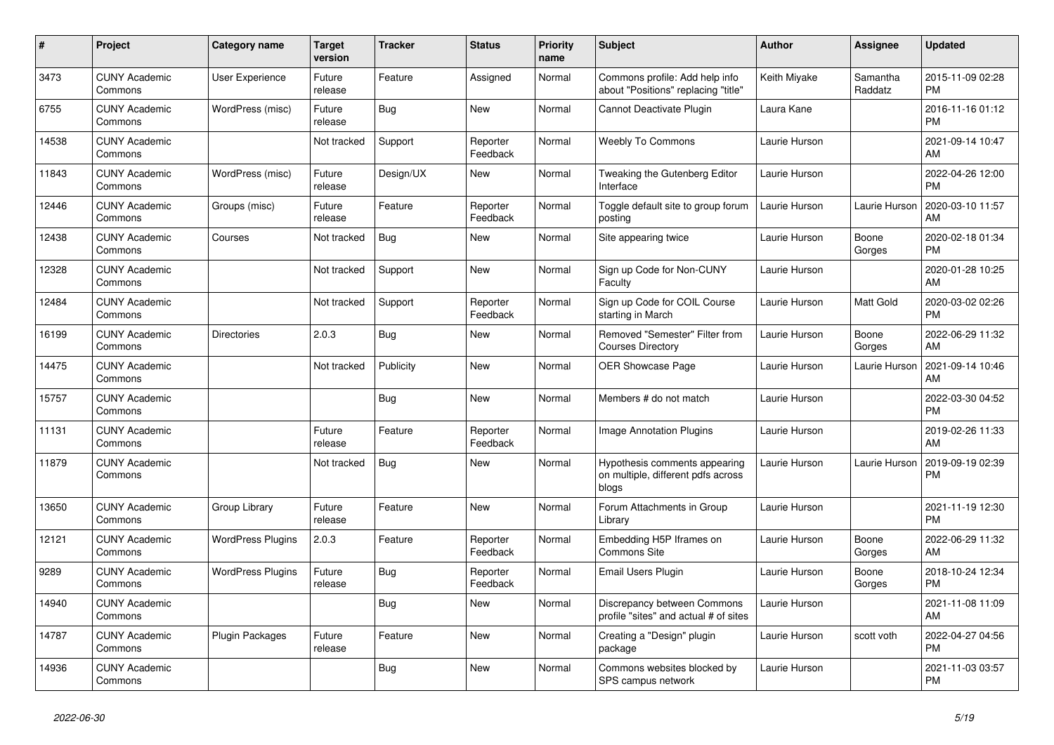| # | Project | Category name | Target version | Tracker | Status | Priority name | Subject | Author | Assignee | Updated |
|---|---|---|---|---|---|---|---|---|---|---|
| 3473 | CUNY Academic Commons | User Experience | Future release | Feature | Assigned | Normal | Commons profile: Add help info about "Positions" replacing "title" | Keith Miyake | Samantha Raddatz | 2015-11-09 02:28 PM |
| 6755 | CUNY Academic Commons | WordPress (misc) | Future release | Bug | New | Normal | Cannot Deactivate Plugin | Laura Kane | | 2016-11-16 01:12 PM |
| 14538 | CUNY Academic Commons | | Not tracked | Support | Reporter Feedback | Normal | Weebly To Commons | Laurie Hurson | | 2021-09-14 10:47 AM |
| 11843 | CUNY Academic Commons | WordPress (misc) | Future release | Design/UX | New | Normal | Tweaking the Gutenberg Editor Interface | Laurie Hurson | | 2022-04-26 12:00 PM |
| 12446 | CUNY Academic Commons | Groups (misc) | Future release | Feature | Reporter Feedback | Normal | Toggle default site to group forum posting | Laurie Hurson | Laurie Hurson | 2020-03-10 11:57 AM |
| 12438 | CUNY Academic Commons | Courses | Not tracked | Bug | New | Normal | Site appearing twice | Laurie Hurson | Boone Gorges | 2020-02-18 01:34 PM |
| 12328 | CUNY Academic Commons | | Not tracked | Support | New | Normal | Sign up Code for Non-CUNY Faculty | Laurie Hurson | | 2020-01-28 10:25 AM |
| 12484 | CUNY Academic Commons | | Not tracked | Support | Reporter Feedback | Normal | Sign up Code for COIL Course starting in March | Laurie Hurson | Matt Gold | 2020-03-02 02:26 PM |
| 16199 | CUNY Academic Commons | Directories | 2.0.3 | Bug | New | Normal | Removed "Semester" Filter from Courses Directory | Laurie Hurson | Boone Gorges | 2022-06-29 11:32 AM |
| 14475 | CUNY Academic Commons | | Not tracked | Publicity | New | Normal | OER Showcase Page | Laurie Hurson | Laurie Hurson | 2021-09-14 10:46 AM |
| 15757 | CUNY Academic Commons | | | Bug | New | Normal | Members # do not match | Laurie Hurson | | 2022-03-30 04:52 PM |
| 11131 | CUNY Academic Commons | | Future release | Feature | Reporter Feedback | Normal | Image Annotation Plugins | Laurie Hurson | | 2019-02-26 11:33 AM |
| 11879 | CUNY Academic Commons | | Not tracked | Bug | New | Normal | Hypothesis comments appearing on multiple, different pdfs across blogs | Laurie Hurson | Laurie Hurson | 2019-09-19 02:39 PM |
| 13650 | CUNY Academic Commons | Group Library | Future release | Feature | New | Normal | Forum Attachments in Group Library | Laurie Hurson | | 2021-11-19 12:30 PM |
| 12121 | CUNY Academic Commons | WordPress Plugins | 2.0.3 | Feature | Reporter Feedback | Normal | Embedding H5P Iframes on Commons Site | Laurie Hurson | Boone Gorges | 2022-06-29 11:32 AM |
| 9289 | CUNY Academic Commons | WordPress Plugins | Future release | Bug | Reporter Feedback | Normal | Email Users Plugin | Laurie Hurson | Boone Gorges | 2018-10-24 12:34 PM |
| 14940 | CUNY Academic Commons | | | Bug | New | Normal | Discrepancy between Commons profile "sites" and actual # of sites | Laurie Hurson | | 2021-11-08 11:09 AM |
| 14787 | CUNY Academic Commons | Plugin Packages | Future release | Feature | New | Normal | Creating a "Design" plugin package | Laurie Hurson | scott voth | 2022-04-27 04:56 PM |
| 14936 | CUNY Academic Commons | | | Bug | New | Normal | Commons websites blocked by SPS campus network | Laurie Hurson | | 2021-11-03 03:57 PM |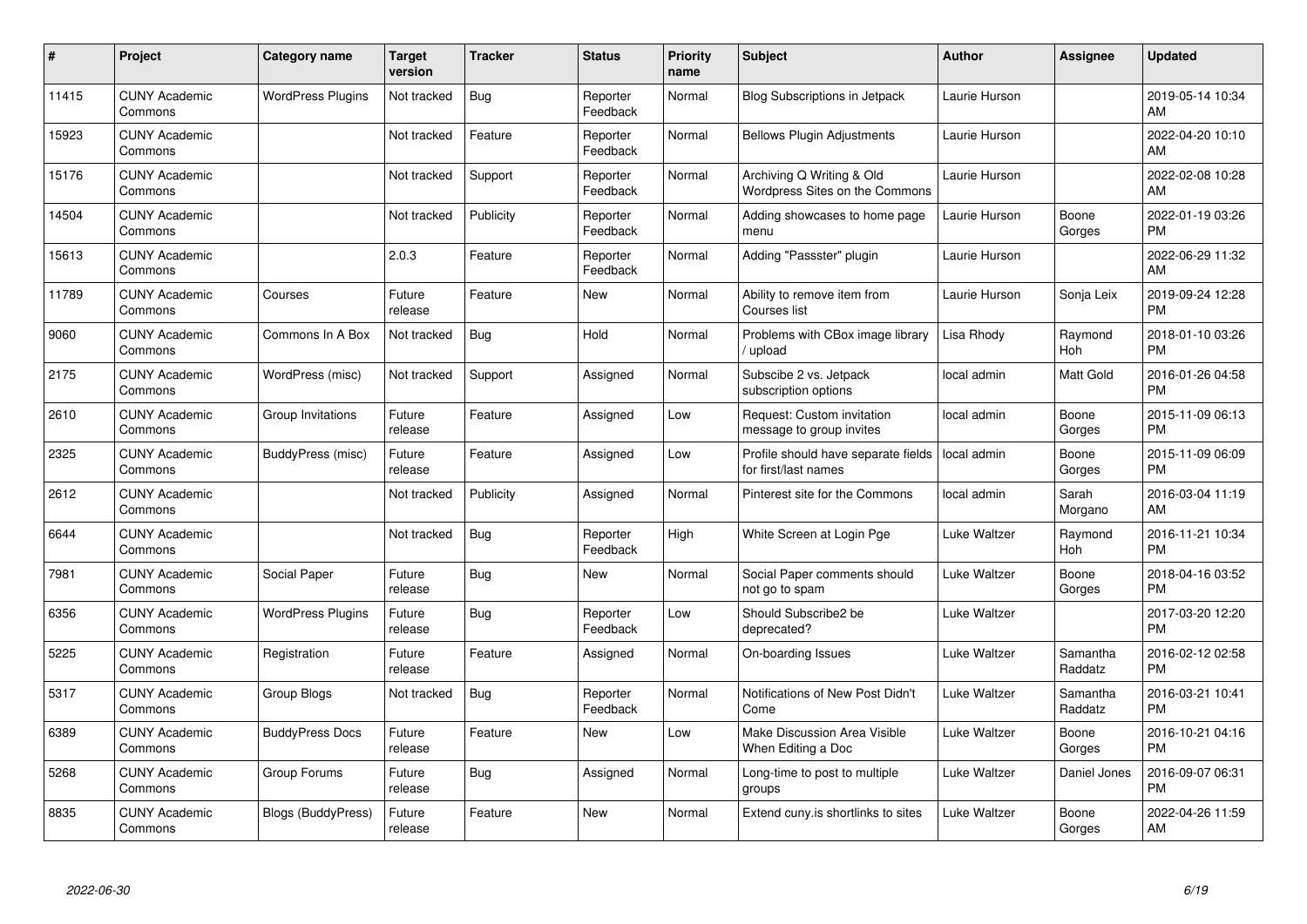| # | Project | Category name | Target version | Tracker | Status | Priority name | Subject | Author | Assignee | Updated |
|---|---|---|---|---|---|---|---|---|---|---|
| 11415 | CUNY Academic Commons | WordPress Plugins | Not tracked | Bug | Reporter Feedback | Normal | Blog Subscriptions in Jetpack | Laurie Hurson | | 2019-05-14 10:34 AM |
| 15923 | CUNY Academic Commons | | Not tracked | Feature | Reporter Feedback | Normal | Bellows Plugin Adjustments | Laurie Hurson | | 2022-04-20 10:10 AM |
| 15176 | CUNY Academic Commons | | Not tracked | Support | Reporter Feedback | Normal | Archiving Q Writing & Old Wordpress Sites on the Commons | Laurie Hurson | | 2022-02-08 10:28 AM |
| 14504 | CUNY Academic Commons | | Not tracked | Publicity | Reporter Feedback | Normal | Adding showcases to home page menu | Laurie Hurson | Boone Gorges | 2022-01-19 03:26 PM |
| 15613 | CUNY Academic Commons | | 2.0.3 | Feature | Reporter Feedback | Normal | Adding "Passster" plugin | Laurie Hurson | | 2022-06-29 11:32 AM |
| 11789 | CUNY Academic Commons | Courses | Future release | Feature | New | Normal | Ability to remove item from Courses list | Laurie Hurson | Sonja Leix | 2019-09-24 12:28 PM |
| 9060 | CUNY Academic Commons | Commons In A Box | Not tracked | Bug | Hold | Normal | Problems with CBox image library / upload | Lisa Rhody | Raymond Hoh | 2018-01-10 03:26 PM |
| 2175 | CUNY Academic Commons | WordPress (misc) | Not tracked | Support | Assigned | Normal | Subscibe 2 vs. Jetpack subscription options | local admin | Matt Gold | 2016-01-26 04:58 PM |
| 2610 | CUNY Academic Commons | Group Invitations | Future release | Feature | Assigned | Low | Request: Custom invitation message to group invites | local admin | Boone Gorges | 2015-11-09 06:13 PM |
| 2325 | CUNY Academic Commons | BuddyPress (misc) | Future release | Feature | Assigned | Low | Profile should have separate fields for first/last names | local admin | Boone Gorges | 2015-11-09 06:09 PM |
| 2612 | CUNY Academic Commons | | Not tracked | Publicity | Assigned | Normal | Pinterest site for the Commons | local admin | Sarah Morgano | 2016-03-04 11:19 AM |
| 6644 | CUNY Academic Commons | | Not tracked | Bug | Reporter Feedback | High | White Screen at Login Pge | Luke Waltzer | Raymond Hoh | 2016-11-21 10:34 PM |
| 7981 | CUNY Academic Commons | Social Paper | Future release | Bug | New | Normal | Social Paper comments should not go to spam | Luke Waltzer | Boone Gorges | 2018-04-16 03:52 PM |
| 6356 | CUNY Academic Commons | WordPress Plugins | Future release | Bug | Reporter Feedback | Low | Should Subscribe2 be deprecated? | Luke Waltzer | | 2017-03-20 12:20 PM |
| 5225 | CUNY Academic Commons | Registration | Future release | Feature | Assigned | Normal | On-boarding Issues | Luke Waltzer | Samantha Raddatz | 2016-02-12 02:58 PM |
| 5317 | CUNY Academic Commons | Group Blogs | Not tracked | Bug | Reporter Feedback | Normal | Notifications of New Post Didn't Come | Luke Waltzer | Samantha Raddatz | 2016-03-21 10:41 PM |
| 6389 | CUNY Academic Commons | BuddyPress Docs | Future release | Feature | New | Low | Make Discussion Area Visible When Editing a Doc | Luke Waltzer | Boone Gorges | 2016-10-21 04:16 PM |
| 5268 | CUNY Academic Commons | Group Forums | Future release | Bug | Assigned | Normal | Long-time to post to multiple groups | Luke Waltzer | Daniel Jones | 2016-09-07 06:31 PM |
| 8835 | CUNY Academic Commons | Blogs (BuddyPress) | Future release | Feature | New | Normal | Extend cuny.is shortlinks to sites | Luke Waltzer | Boone Gorges | 2022-04-26 11:59 AM |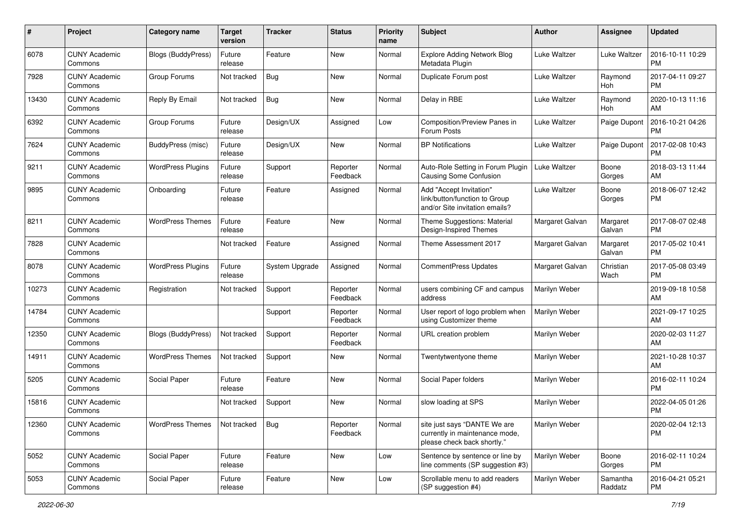| # | Project | Category name | Target version | Tracker | Status | Priority name | Subject | Author | Assignee | Updated |
|---|---|---|---|---|---|---|---|---|---|---|
| 6078 | CUNY Academic Commons | Blogs (BuddyPress) | Future release | Feature | New | Normal | Explore Adding Network Blog Metadata Plugin | Luke Waltzer | Luke Waltzer | 2016-10-11 10:29 PM |
| 7928 | CUNY Academic Commons | Group Forums | Not tracked | Bug | New | Normal | Duplicate Forum post | Luke Waltzer | Raymond Hoh | 2017-04-11 09:27 PM |
| 13430 | CUNY Academic Commons | Reply By Email | Not tracked | Bug | New | Normal | Delay in RBE | Luke Waltzer | Raymond Hoh | 2020-10-13 11:16 AM |
| 6392 | CUNY Academic Commons | Group Forums | Future release | Design/UX | Assigned | Low | Composition/Preview Panes in Forum Posts | Luke Waltzer | Paige Dupont | 2016-10-21 04:26 PM |
| 7624 | CUNY Academic Commons | BuddyPress (misc) | Future release | Design/UX | New | Normal | BP Notifications | Luke Waltzer | Paige Dupont | 2017-02-08 10:43 PM |
| 9211 | CUNY Academic Commons | WordPress Plugins | Future release | Support | Reporter Feedback | Normal | Auto-Role Setting in Forum Plugin Causing Some Confusion | Luke Waltzer | Boone Gorges | 2018-03-13 11:44 AM |
| 9895 | CUNY Academic Commons | Onboarding | Future release | Feature | Assigned | Normal | Add "Accept Invitation" link/button/function to Group and/or Site invitation emails? | Luke Waltzer | Boone Gorges | 2018-06-07 12:42 PM |
| 8211 | CUNY Academic Commons | WordPress Themes | Future release | Feature | New | Normal | Theme Suggestions: Material Design-Inspired Themes | Margaret Galvan | Margaret Galvan | 2017-08-07 02:48 PM |
| 7828 | CUNY Academic Commons | | Not tracked | Feature | Assigned | Normal | Theme Assessment 2017 | Margaret Galvan | Margaret Galvan | 2017-05-02 10:41 PM |
| 8078 | CUNY Academic Commons | WordPress Plugins | Future release | System Upgrade | Assigned | Normal | CommentPress Updates | Margaret Galvan | Christian Wach | 2017-05-08 03:49 PM |
| 10273 | CUNY Academic Commons | Registration | Not tracked | Support | Reporter Feedback | Normal | users combining CF and campus address | Marilyn Weber | | 2019-09-18 10:58 AM |
| 14784 | CUNY Academic Commons | | | Support | Reporter Feedback | Normal | User report of logo problem when using Customizer theme | Marilyn Weber | | 2021-09-17 10:25 AM |
| 12350 | CUNY Academic Commons | Blogs (BuddyPress) | Not tracked | Support | Reporter Feedback | Normal | URL creation problem | Marilyn Weber | | 2020-02-03 11:27 AM |
| 14911 | CUNY Academic Commons | WordPress Themes | Not tracked | Support | New | Normal | Twentytwentyone theme | Marilyn Weber | | 2021-10-28 10:37 AM |
| 5205 | CUNY Academic Commons | Social Paper | Future release | Feature | New | Normal | Social Paper folders | Marilyn Weber | | 2016-02-11 10:24 PM |
| 15816 | CUNY Academic Commons | | Not tracked | Support | New | Normal | slow loading at SPS | Marilyn Weber | | 2022-04-05 01:26 PM |
| 12360 | CUNY Academic Commons | WordPress Themes | Not tracked | Bug | Reporter Feedback | Normal | site just says "DANTE We are currently in maintenance mode, please check back shortly." | Marilyn Weber | | 2020-02-04 12:13 PM |
| 5052 | CUNY Academic Commons | Social Paper | Future release | Feature | New | Low | Sentence by sentence or line by line comments (SP suggestion #3) | Marilyn Weber | Boone Gorges | 2016-02-11 10:24 PM |
| 5053 | CUNY Academic Commons | Social Paper | Future release | Feature | New | Low | Scrollable menu to add readers (SP suggestion #4) | Marilyn Weber | Samantha Raddatz | 2016-04-21 05:21 PM |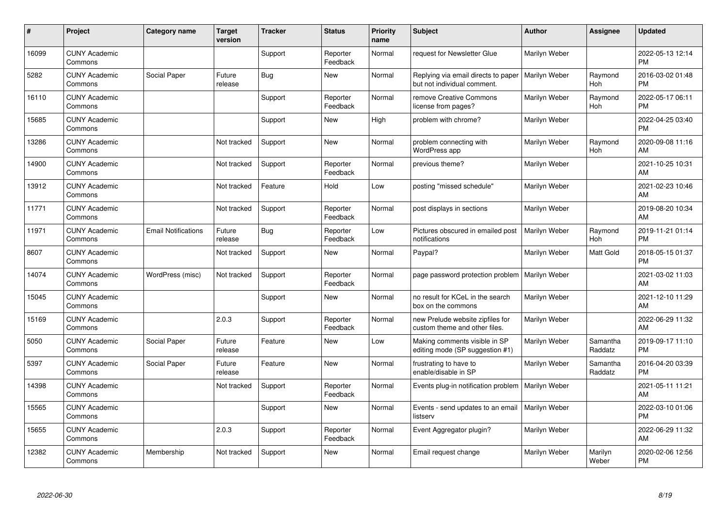| # | Project | Category name | Target version | Tracker | Status | Priority name | Subject | Author | Assignee | Updated |
|---|---|---|---|---|---|---|---|---|---|---|
| 16099 | CUNY Academic Commons | | | Support | Reporter Feedback | Normal | request for Newsletter Glue | Marilyn Weber | | 2022-05-13 12:14 PM |
| 5282 | CUNY Academic Commons | Social Paper | Future release | Bug | New | Normal | Replying via email directs to paper but not individual comment. | Marilyn Weber | Raymond Hoh | 2016-03-02 01:48 PM |
| 16110 | CUNY Academic Commons | | | Support | Reporter Feedback | Normal | remove Creative Commons license from pages? | Marilyn Weber | Raymond Hoh | 2022-05-17 06:11 PM |
| 15685 | CUNY Academic Commons | | | Support | New | High | problem with chrome? | Marilyn Weber | | 2022-04-25 03:40 PM |
| 13286 | CUNY Academic Commons | | Not tracked | Support | New | Normal | problem connecting with WordPress app | Marilyn Weber | Raymond Hoh | 2020-09-08 11:16 AM |
| 14900 | CUNY Academic Commons | | Not tracked | Support | Reporter Feedback | Normal | previous theme? | Marilyn Weber | | 2021-10-25 10:31 AM |
| 13912 | CUNY Academic Commons | | Not tracked | Feature | Hold | Low | posting "missed schedule" | Marilyn Weber | | 2021-02-23 10:46 AM |
| 11771 | CUNY Academic Commons | | Not tracked | Support | Reporter Feedback | Normal | post displays in sections | Marilyn Weber | | 2019-08-20 10:34 AM |
| 11971 | CUNY Academic Commons | Email Notifications | Future release | Bug | Reporter Feedback | Low | Pictures obscured in emailed post notifications | Marilyn Weber | Raymond Hoh | 2019-11-21 01:14 PM |
| 8607 | CUNY Academic Commons | | Not tracked | Support | New | Normal | Paypal? | Marilyn Weber | Matt Gold | 2018-05-15 01:37 PM |
| 14074 | CUNY Academic Commons | WordPress (misc) | Not tracked | Support | Reporter Feedback | Normal | page password protection problem | Marilyn Weber | | 2021-03-02 11:03 AM |
| 15045 | CUNY Academic Commons | | | Support | New | Normal | no result for KCeL in the search box on the commons | Marilyn Weber | | 2021-12-10 11:29 AM |
| 15169 | CUNY Academic Commons | | 2.0.3 | Support | Reporter Feedback | Normal | new Prelude website zipfiles for custom theme and other files. | Marilyn Weber | | 2022-06-29 11:32 AM |
| 5050 | CUNY Academic Commons | Social Paper | Future release | Feature | New | Low | Making comments visible in SP editing mode (SP suggestion #1) | Marilyn Weber | Samantha Raddatz | 2019-09-17 11:10 PM |
| 5397 | CUNY Academic Commons | Social Paper | Future release | Feature | New | Normal | frustrating to have to enable/disable in SP | Marilyn Weber | Samantha Raddatz | 2016-04-20 03:39 PM |
| 14398 | CUNY Academic Commons | | Not tracked | Support | Reporter Feedback | Normal | Events plug-in notification problem | Marilyn Weber | | 2021-05-11 11:21 AM |
| 15565 | CUNY Academic Commons | | | Support | New | Normal | Events - send updates to an email listserv | Marilyn Weber | | 2022-03-10 01:06 PM |
| 15655 | CUNY Academic Commons | | 2.0.3 | Support | Reporter Feedback | Normal | Event Aggregator plugin? | Marilyn Weber | | 2022-06-29 11:32 AM |
| 12382 | CUNY Academic Commons | Membership | Not tracked | Support | New | Normal | Email request change | Marilyn Weber | Marilyn Weber | 2020-02-06 12:56 PM |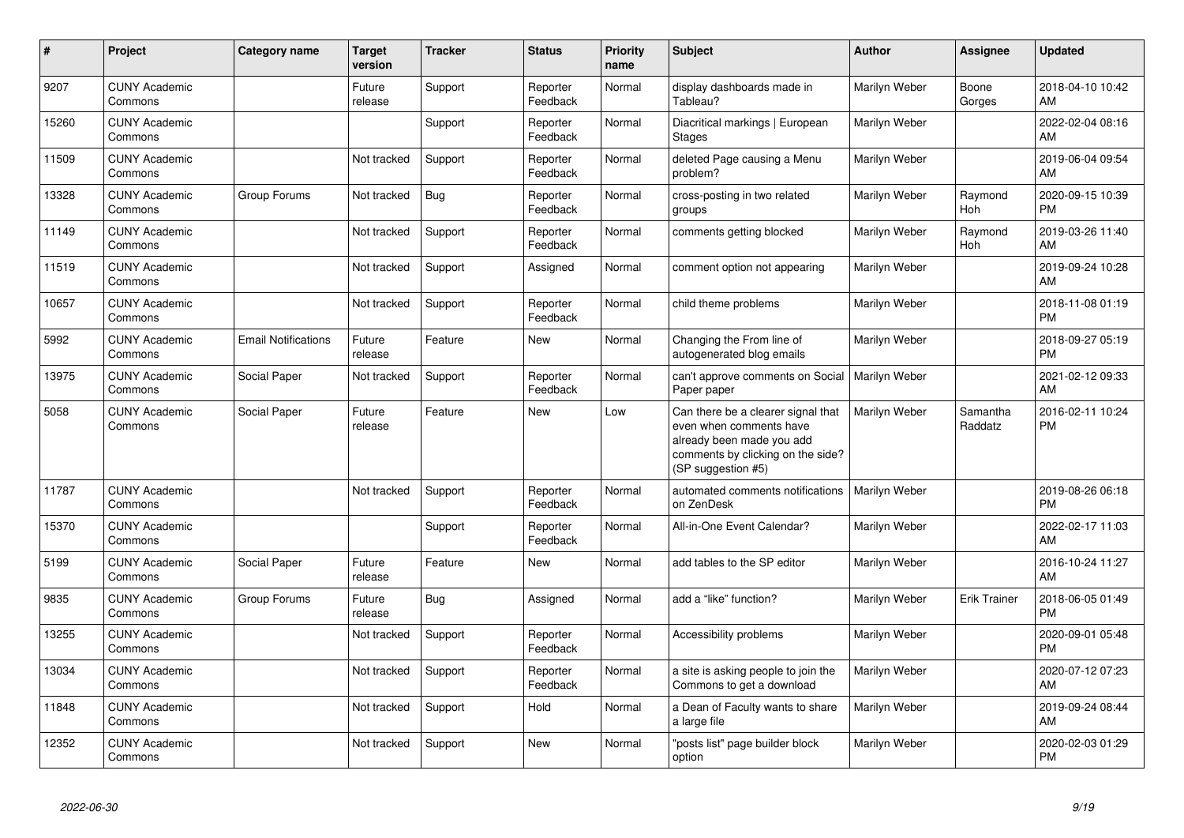| # | Project | Category name | Target version | Tracker | Status | Priority name | Subject | Author | Assignee | Updated |
|---|---|---|---|---|---|---|---|---|---|---|
| 9207 | CUNY Academic Commons | | Future release | Support | Reporter Feedback | Normal | display dashboards made in Tableau? | Marilyn Weber | Boone Gorges | 2018-04-10 10:42 AM |
| 15260 | CUNY Academic Commons | | | Support | Reporter Feedback | Normal | Diacritical markings \| European Stages | Marilyn Weber | | 2022-02-04 08:16 AM |
| 11509 | CUNY Academic Commons | | Not tracked | Support | Reporter Feedback | Normal | deleted Page causing a Menu problem? | Marilyn Weber | | 2019-06-04 09:54 AM |
| 13328 | CUNY Academic Commons | Group Forums | Not tracked | Bug | Reporter Feedback | Normal | cross-posting in two related groups | Marilyn Weber | Raymond Hoh | 2020-09-15 10:39 PM |
| 11149 | CUNY Academic Commons | | Not tracked | Support | Reporter Feedback | Normal | comments getting blocked | Marilyn Weber | Raymond Hoh | 2019-03-26 11:40 AM |
| 11519 | CUNY Academic Commons | | Not tracked | Support | Assigned | Normal | comment option not appearing | Marilyn Weber | | 2019-09-24 10:28 AM |
| 10657 | CUNY Academic Commons | | Not tracked | Support | Reporter Feedback | Normal | child theme problems | Marilyn Weber | | 2018-11-08 01:19 PM |
| 5992 | CUNY Academic Commons | Email Notifications | Future release | Feature | New | Normal | Changing the From line of autogenerated blog emails | Marilyn Weber | | 2018-09-27 05:19 PM |
| 13975 | CUNY Academic Commons | Social Paper | Not tracked | Support | Reporter Feedback | Normal | can't approve comments on Social Paper paper | Marilyn Weber | | 2021-02-12 09:33 AM |
| 5058 | CUNY Academic Commons | Social Paper | Future release | Feature | New | Low | Can there be a clearer signal that even when comments have already been made you add comments by clicking on the side? (SP suggestion #5) | Marilyn Weber | Samantha Raddatz | 2016-02-11 10:24 PM |
| 11787 | CUNY Academic Commons | | Not tracked | Support | Reporter Feedback | Normal | automated comments notifications on ZenDesk | Marilyn Weber | | 2019-08-26 06:18 PM |
| 15370 | CUNY Academic Commons | | | Support | Reporter Feedback | Normal | All-in-One Event Calendar? | Marilyn Weber | | 2022-02-17 11:03 AM |
| 5199 | CUNY Academic Commons | Social Paper | Future release | Feature | New | Normal | add tables to the SP editor | Marilyn Weber | | 2016-10-24 11:27 AM |
| 9835 | CUNY Academic Commons | Group Forums | Future release | Bug | Assigned | Normal | add a "like" function? | Marilyn Weber | Erik Trainer | 2018-06-05 01:49 PM |
| 13255 | CUNY Academic Commons | | Not tracked | Support | Reporter Feedback | Normal | Accessibility problems | Marilyn Weber | | 2020-09-01 05:48 PM |
| 13034 | CUNY Academic Commons | | Not tracked | Support | Reporter Feedback | Normal | a site is asking people to join the Commons to get a download | Marilyn Weber | | 2020-07-12 07:23 AM |
| 11848 | CUNY Academic Commons | | Not tracked | Support | Hold | Normal | a Dean of Faculty wants to share a large file | Marilyn Weber | | 2019-09-24 08:44 AM |
| 12352 | CUNY Academic Commons | | Not tracked | Support | New | Normal | "posts list" page builder block option | Marilyn Weber | | 2020-02-03 01:29 PM |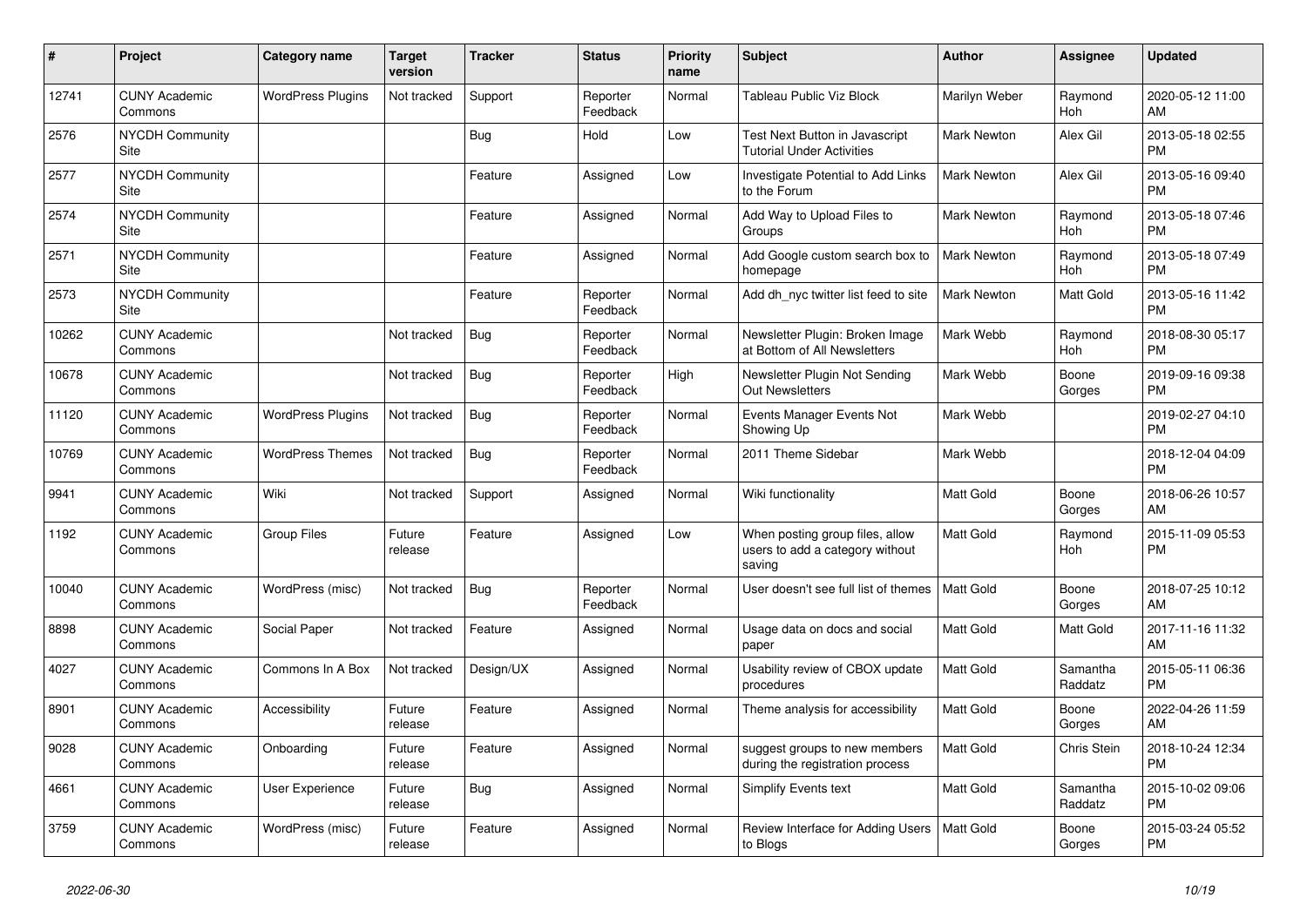| # | Project | Category name | Target version | Tracker | Status | Priority name | Subject | Author | Assignee | Updated |
|---|---|---|---|---|---|---|---|---|---|---|
| 12741 | CUNY Academic Commons | WordPress Plugins | Not tracked | Support | Reporter Feedback | Normal | Tableau Public Viz Block | Marilyn Weber | Raymond Hoh | 2020-05-12 11:00 AM |
| 2576 | NYCDH Community Site | | | Bug | Hold | Low | Test Next Button in Javascript Tutorial Under Activities | Mark Newton | Alex Gil | 2013-05-18 02:55 PM |
| 2577 | NYCDH Community Site | | | Feature | Assigned | Low | Investigate Potential to Add Links to the Forum | Mark Newton | Alex Gil | 2013-05-16 09:40 PM |
| 2574 | NYCDH Community Site | | | Feature | Assigned | Normal | Add Way to Upload Files to Groups | Mark Newton | Raymond Hoh | 2013-05-18 07:46 PM |
| 2571 | NYCDH Community Site | | | Feature | Assigned | Normal | Add Google custom search box to homepage | Mark Newton | Raymond Hoh | 2013-05-18 07:49 PM |
| 2573 | NYCDH Community Site | | | Feature | Reporter Feedback | Normal | Add dh_nyc twitter list feed to site | Mark Newton | Matt Gold | 2013-05-16 11:42 PM |
| 10262 | CUNY Academic Commons | | Not tracked | Bug | Reporter Feedback | Normal | Newsletter Plugin: Broken Image at Bottom of All Newsletters | Mark Webb | Raymond Hoh | 2018-08-30 05:17 PM |
| 10678 | CUNY Academic Commons | | Not tracked | Bug | Reporter Feedback | High | Newsletter Plugin Not Sending Out Newsletters | Mark Webb | Boone Gorges | 2019-09-16 09:38 PM |
| 11120 | CUNY Academic Commons | WordPress Plugins | Not tracked | Bug | Reporter Feedback | Normal | Events Manager Events Not Showing Up | Mark Webb | | 2019-02-27 04:10 PM |
| 10769 | CUNY Academic Commons | WordPress Themes | Not tracked | Bug | Reporter Feedback | Normal | 2011 Theme Sidebar | Mark Webb | | 2018-12-04 04:09 PM |
| 9941 | CUNY Academic Commons | Wiki | Not tracked | Support | Assigned | Normal | Wiki functionality | Matt Gold | Boone Gorges | 2018-06-26 10:57 AM |
| 1192 | CUNY Academic Commons | Group Files | Future release | Feature | Assigned | Low | When posting group files, allow users to add a category without saving | Matt Gold | Raymond Hoh | 2015-11-09 05:53 PM |
| 10040 | CUNY Academic Commons | WordPress (misc) | Not tracked | Bug | Reporter Feedback | Normal | User doesn't see full list of themes | Matt Gold | Boone Gorges | 2018-07-25 10:12 AM |
| 8898 | CUNY Academic Commons | Social Paper | Not tracked | Feature | Assigned | Normal | Usage data on docs and social paper | Matt Gold | Matt Gold | 2017-11-16 11:32 AM |
| 4027 | CUNY Academic Commons | Commons In A Box | Not tracked | Design/UX | Assigned | Normal | Usability review of CBOX update procedures | Matt Gold | Samantha Raddatz | 2015-05-11 06:36 PM |
| 8901 | CUNY Academic Commons | Accessibility | Future release | Feature | Assigned | Normal | Theme analysis for accessibility | Matt Gold | Boone Gorges | 2022-04-26 11:59 AM |
| 9028 | CUNY Academic Commons | Onboarding | Future release | Feature | Assigned | Normal | suggest groups to new members during the registration process | Matt Gold | Chris Stein | 2018-10-24 12:34 PM |
| 4661 | CUNY Academic Commons | User Experience | Future release | Bug | Assigned | Normal | Simplify Events text | Matt Gold | Samantha Raddatz | 2015-10-02 09:06 PM |
| 3759 | CUNY Academic Commons | WordPress (misc) | Future release | Feature | Assigned | Normal | Review Interface for Adding Users to Blogs | Matt Gold | Boone Gorges | 2015-03-24 05:52 PM |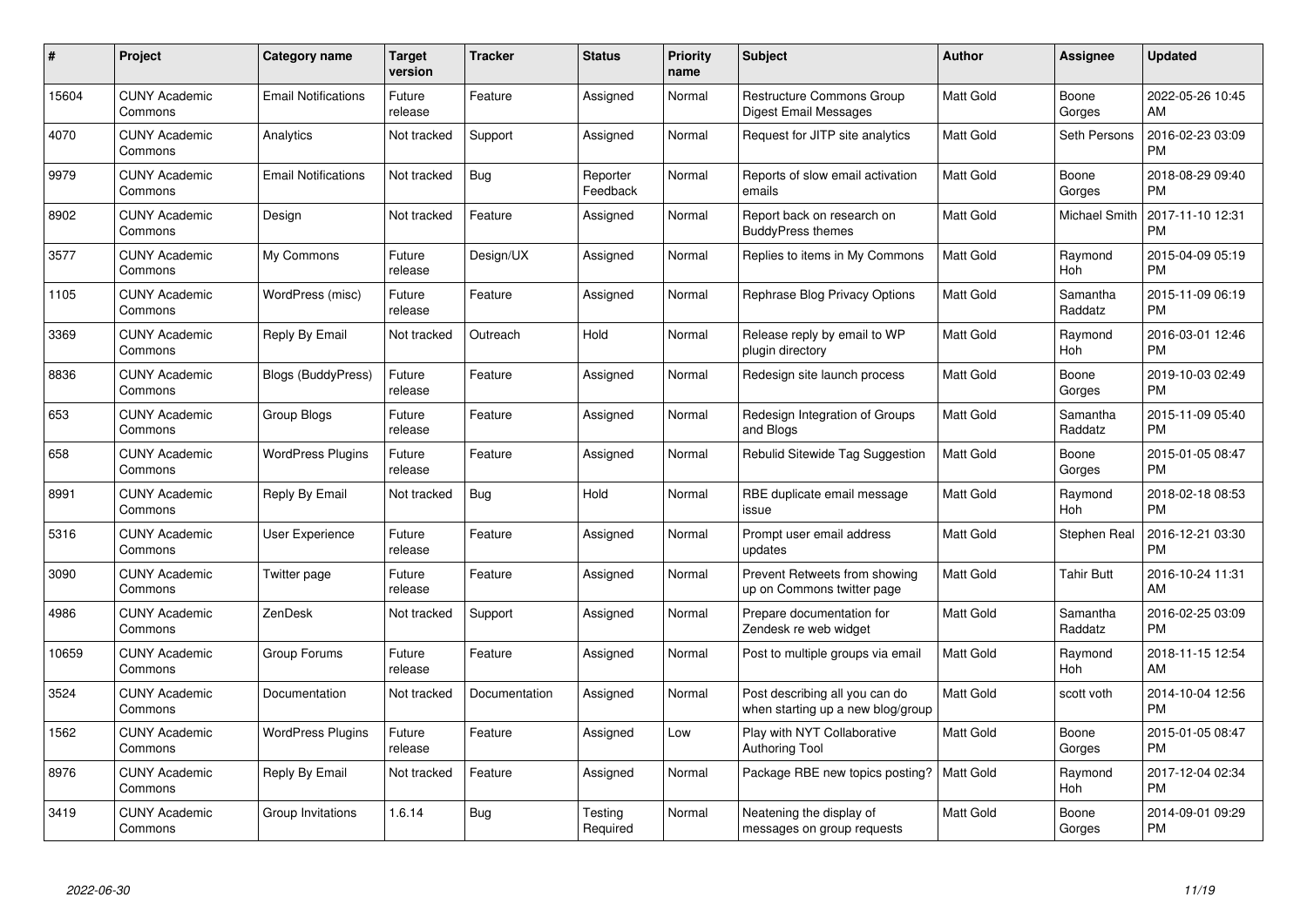| # | Project | Category name | Target version | Tracker | Status | Priority name | Subject | Author | Assignee | Updated |
|---|---|---|---|---|---|---|---|---|---|---|
| 15604 | CUNY Academic Commons | Email Notifications | Future release | Feature | Assigned | Normal | Restructure Commons Group Digest Email Messages | Matt Gold | Boone Gorges | 2022-05-26 10:45 AM |
| 4070 | CUNY Academic Commons | Analytics | Not tracked | Support | Assigned | Normal | Request for JITP site analytics | Matt Gold | Seth Persons | 2016-02-23 03:09 PM |
| 9979 | CUNY Academic Commons | Email Notifications | Not tracked | Bug | Reporter Feedback | Normal | Reports of slow email activation emails | Matt Gold | Boone Gorges | 2018-08-29 09:40 PM |
| 8902 | CUNY Academic Commons | Design | Not tracked | Feature | Assigned | Normal | Report back on research on BuddyPress themes | Matt Gold | Michael Smith | 2017-11-10 12:31 PM |
| 3577 | CUNY Academic Commons | My Commons | Future release | Design/UX | Assigned | Normal | Replies to items in My Commons | Matt Gold | Raymond Hoh | 2015-04-09 05:19 PM |
| 1105 | CUNY Academic Commons | WordPress (misc) | Future release | Feature | Assigned | Normal | Rephrase Blog Privacy Options | Matt Gold | Samantha Raddatz | 2015-11-09 06:19 PM |
| 3369 | CUNY Academic Commons | Reply By Email | Not tracked | Outreach | Hold | Normal | Release reply by email to WP plugin directory | Matt Gold | Raymond Hoh | 2016-03-01 12:46 PM |
| 8836 | CUNY Academic Commons | Blogs (BuddyPress) | Future release | Feature | Assigned | Normal | Redesign site launch process | Matt Gold | Boone Gorges | 2019-10-03 02:49 PM |
| 653 | CUNY Academic Commons | Group Blogs | Future release | Feature | Assigned | Normal | Redesign Integration of Groups and Blogs | Matt Gold | Samantha Raddatz | 2015-11-09 05:40 PM |
| 658 | CUNY Academic Commons | WordPress Plugins | Future release | Feature | Assigned | Normal | Rebulid Sitewide Tag Suggestion | Matt Gold | Boone Gorges | 2015-01-05 08:47 PM |
| 8991 | CUNY Academic Commons | Reply By Email | Not tracked | Bug | Hold | Normal | RBE duplicate email message issue | Matt Gold | Raymond Hoh | 2018-02-18 08:53 PM |
| 5316 | CUNY Academic Commons | User Experience | Future release | Feature | Assigned | Normal | Prompt user email address updates | Matt Gold | Stephen Real | 2016-12-21 03:30 PM |
| 3090 | CUNY Academic Commons | Twitter page | Future release | Feature | Assigned | Normal | Prevent Retweets from showing up on Commons twitter page | Matt Gold | Tahir Butt | 2016-10-24 11:31 AM |
| 4986 | CUNY Academic Commons | ZenDesk | Not tracked | Support | Assigned | Normal | Prepare documentation for Zendesk re web widget | Matt Gold | Samantha Raddatz | 2016-02-25 03:09 PM |
| 10659 | CUNY Academic Commons | Group Forums | Future release | Feature | Assigned | Normal | Post to multiple groups via email | Matt Gold | Raymond Hoh | 2018-11-15 12:54 AM |
| 3524 | CUNY Academic Commons | Documentation | Not tracked | Documentation | Assigned | Normal | Post describing all you can do when starting up a new blog/group | Matt Gold | scott voth | 2014-10-04 12:56 PM |
| 1562 | CUNY Academic Commons | WordPress Plugins | Future release | Feature | Assigned | Low | Play with NYT Collaborative Authoring Tool | Matt Gold | Boone Gorges | 2015-01-05 08:47 PM |
| 8976 | CUNY Academic Commons | Reply By Email | Not tracked | Feature | Assigned | Normal | Package RBE new topics posting? | Matt Gold | Raymond Hoh | 2017-12-04 02:34 PM |
| 3419 | CUNY Academic Commons | Group Invitations | 1.6.14 | Bug | Testing Required | Normal | Neatening the display of messages on group requests | Matt Gold | Boone Gorges | 2014-09-01 09:29 PM |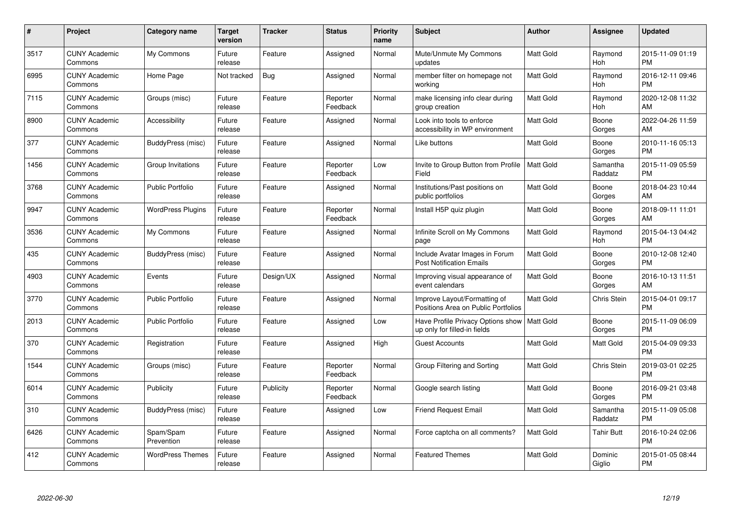| # | Project | Category name | Target version | Tracker | Status | Priority name | Subject | Author | Assignee | Updated |
|---|---|---|---|---|---|---|---|---|---|---|
| 3517 | CUNY Academic Commons | My Commons | Future release | Feature | Assigned | Normal | Mute/Unmute My Commons updates | Matt Gold | Raymond Hoh | 2015-11-09 01:19 PM |
| 6995 | CUNY Academic Commons | Home Page | Not tracked | Bug | Assigned | Normal | member filter on homepage not working | Matt Gold | Raymond Hoh | 2016-12-11 09:46 PM |
| 7115 | CUNY Academic Commons | Groups (misc) | Future release | Feature | Reporter Feedback | Normal | make licensing info clear during group creation | Matt Gold | Raymond Hoh | 2020-12-08 11:32 AM |
| 8900 | CUNY Academic Commons | Accessibility | Future release | Feature | Assigned | Normal | Look into tools to enforce accessibility in WP environment | Matt Gold | Boone Gorges | 2022-04-26 11:59 AM |
| 377 | CUNY Academic Commons | BuddyPress (misc) | Future release | Feature | Assigned | Normal | Like buttons | Matt Gold | Boone Gorges | 2010-11-16 05:13 PM |
| 1456 | CUNY Academic Commons | Group Invitations | Future release | Feature | Reporter Feedback | Low | Invite to Group Button from Profile Field | Matt Gold | Samantha Raddatz | 2015-11-09 05:59 PM |
| 3768 | CUNY Academic Commons | Public Portfolio | Future release | Feature | Assigned | Normal | Institutions/Past positions on public portfolios | Matt Gold | Boone Gorges | 2018-04-23 10:44 AM |
| 9947 | CUNY Academic Commons | WordPress Plugins | Future release | Feature | Reporter Feedback | Normal | Install H5P quiz plugin | Matt Gold | Boone Gorges | 2018-09-11 11:01 AM |
| 3536 | CUNY Academic Commons | My Commons | Future release | Feature | Assigned | Normal | Infinite Scroll on My Commons page | Matt Gold | Raymond Hoh | 2015-04-13 04:42 PM |
| 435 | CUNY Academic Commons | BuddyPress (misc) | Future release | Feature | Assigned | Normal | Include Avatar Images in Forum Post Notification Emails | Matt Gold | Boone Gorges | 2010-12-08 12:40 PM |
| 4903 | CUNY Academic Commons | Events | Future release | Design/UX | Assigned | Normal | Improving visual appearance of event calendars | Matt Gold | Boone Gorges | 2016-10-13 11:51 AM |
| 3770 | CUNY Academic Commons | Public Portfolio | Future release | Feature | Assigned | Normal | Improve Layout/Formatting of Positions Area on Public Portfolios | Matt Gold | Chris Stein | 2015-04-01 09:17 PM |
| 2013 | CUNY Academic Commons | Public Portfolio | Future release | Feature | Assigned | Low | Have Profile Privacy Options show up only for filled-in fields | Matt Gold | Boone Gorges | 2015-11-09 06:09 PM |
| 370 | CUNY Academic Commons | Registration | Future release | Feature | Assigned | High | Guest Accounts | Matt Gold | Matt Gold | 2015-04-09 09:33 PM |
| 1544 | CUNY Academic Commons | Groups (misc) | Future release | Feature | Reporter Feedback | Normal | Group Filtering and Sorting | Matt Gold | Chris Stein | 2019-03-01 02:25 PM |
| 6014 | CUNY Academic Commons | Publicity | Future release | Publicity | Reporter Feedback | Normal | Google search listing | Matt Gold | Boone Gorges | 2016-09-21 03:48 PM |
| 310 | CUNY Academic Commons | BuddyPress (misc) | Future release | Feature | Assigned | Low | Friend Request Email | Matt Gold | Samantha Raddatz | 2015-11-09 05:08 PM |
| 6426 | CUNY Academic Commons | Spam/Spam Prevention | Future release | Feature | Assigned | Normal | Force captcha on all comments? | Matt Gold | Tahir Butt | 2016-10-24 02:06 PM |
| 412 | CUNY Academic Commons | WordPress Themes | Future release | Feature | Assigned | Normal | Featured Themes | Matt Gold | Dominic Giglio | 2015-01-05 08:44 PM |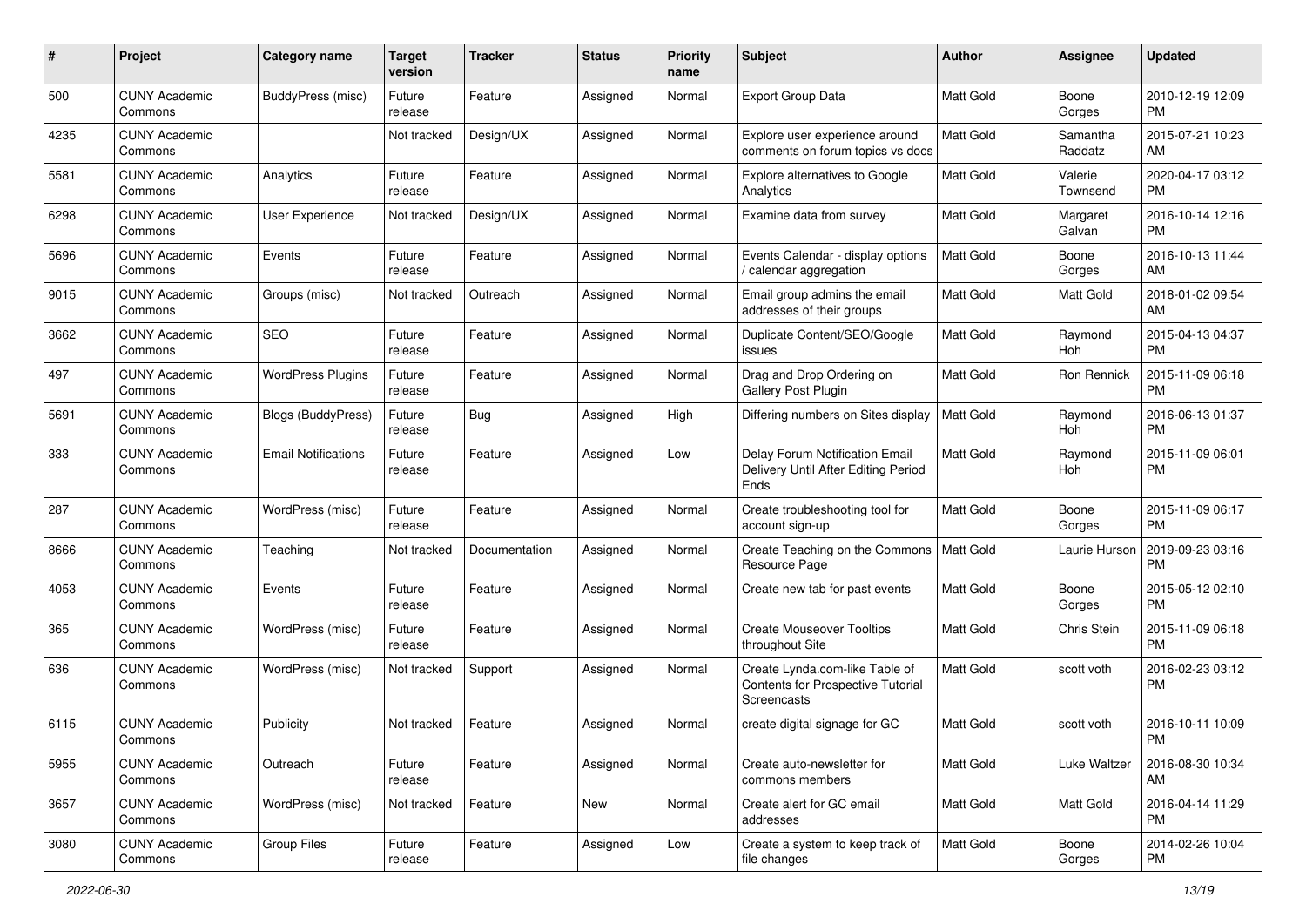| # | Project | Category name | Target version | Tracker | Status | Priority name | Subject | Author | Assignee | Updated |
|---|---|---|---|---|---|---|---|---|---|---|
| 500 | CUNY Academic Commons | BuddyPress (misc) | Future release | Feature | Assigned | Normal | Export Group Data | Matt Gold | Boone Gorges | 2010-12-19 12:09 PM |
| 4235 | CUNY Academic Commons | | Not tracked | Design/UX | Assigned | Normal | Explore user experience around comments on forum topics vs docs | Matt Gold | Samantha Raddatz | 2015-07-21 10:23 AM |
| 5581 | CUNY Academic Commons | Analytics | Future release | Feature | Assigned | Normal | Explore alternatives to Google Analytics | Matt Gold | Valerie Townsend | 2020-04-17 03:12 PM |
| 6298 | CUNY Academic Commons | User Experience | Not tracked | Design/UX | Assigned | Normal | Examine data from survey | Matt Gold | Margaret Galvan | 2016-10-14 12:16 PM |
| 5696 | CUNY Academic Commons | Events | Future release | Feature | Assigned | Normal | Events Calendar - display options / calendar aggregation | Matt Gold | Boone Gorges | 2016-10-13 11:44 AM |
| 9015 | CUNY Academic Commons | Groups (misc) | Not tracked | Outreach | Assigned | Normal | Email group admins the email addresses of their groups | Matt Gold | Matt Gold | 2018-01-02 09:54 AM |
| 3662 | CUNY Academic Commons | SEO | Future release | Feature | Assigned | Normal | Duplicate Content/SEO/Google issues | Matt Gold | Raymond Hoh | 2015-04-13 04:37 PM |
| 497 | CUNY Academic Commons | WordPress Plugins | Future release | Feature | Assigned | Normal | Drag and Drop Ordering on Gallery Post Plugin | Matt Gold | Ron Rennick | 2015-11-09 06:18 PM |
| 5691 | CUNY Academic Commons | Blogs (BuddyPress) | Future release | Bug | Assigned | High | Differing numbers on Sites display | Matt Gold | Raymond Hoh | 2016-06-13 01:37 PM |
| 333 | CUNY Academic Commons | Email Notifications | Future release | Feature | Assigned | Low | Delay Forum Notification Email Delivery Until After Editing Period Ends | Matt Gold | Raymond Hoh | 2015-11-09 06:01 PM |
| 287 | CUNY Academic Commons | WordPress (misc) | Future release | Feature | Assigned | Normal | Create troubleshooting tool for account sign-up | Matt Gold | Boone Gorges | 2015-11-09 06:17 PM |
| 8666 | CUNY Academic Commons | Teaching | Not tracked | Documentation | Assigned | Normal | Create Teaching on the Commons Resource Page | Matt Gold | Laurie Hurson | 2019-09-23 03:16 PM |
| 4053 | CUNY Academic Commons | Events | Future release | Feature | Assigned | Normal | Create new tab for past events | Matt Gold | Boone Gorges | 2015-05-12 02:10 PM |
| 365 | CUNY Academic Commons | WordPress (misc) | Future release | Feature | Assigned | Normal | Create Mouseover Tooltips throughout Site | Matt Gold | Chris Stein | 2015-11-09 06:18 PM |
| 636 | CUNY Academic Commons | WordPress (misc) | Not tracked | Support | Assigned | Normal | Create Lynda.com-like Table of Contents for Prospective Tutorial Screencasts | Matt Gold | scott voth | 2016-02-23 03:12 PM |
| 6115 | CUNY Academic Commons | Publicity | Not tracked | Feature | Assigned | Normal | create digital signage for GC | Matt Gold | scott voth | 2016-10-11 10:09 PM |
| 5955 | CUNY Academic Commons | Outreach | Future release | Feature | Assigned | Normal | Create auto-newsletter for commons members | Matt Gold | Luke Waltzer | 2016-08-30 10:34 AM |
| 3657 | CUNY Academic Commons | WordPress (misc) | Not tracked | Feature | New | Normal | Create alert for GC email addresses | Matt Gold | Matt Gold | 2016-04-14 11:29 PM |
| 3080 | CUNY Academic Commons | Group Files | Future release | Feature | Assigned | Low | Create a system to keep track of file changes | Matt Gold | Boone Gorges | 2014-02-26 10:04 PM |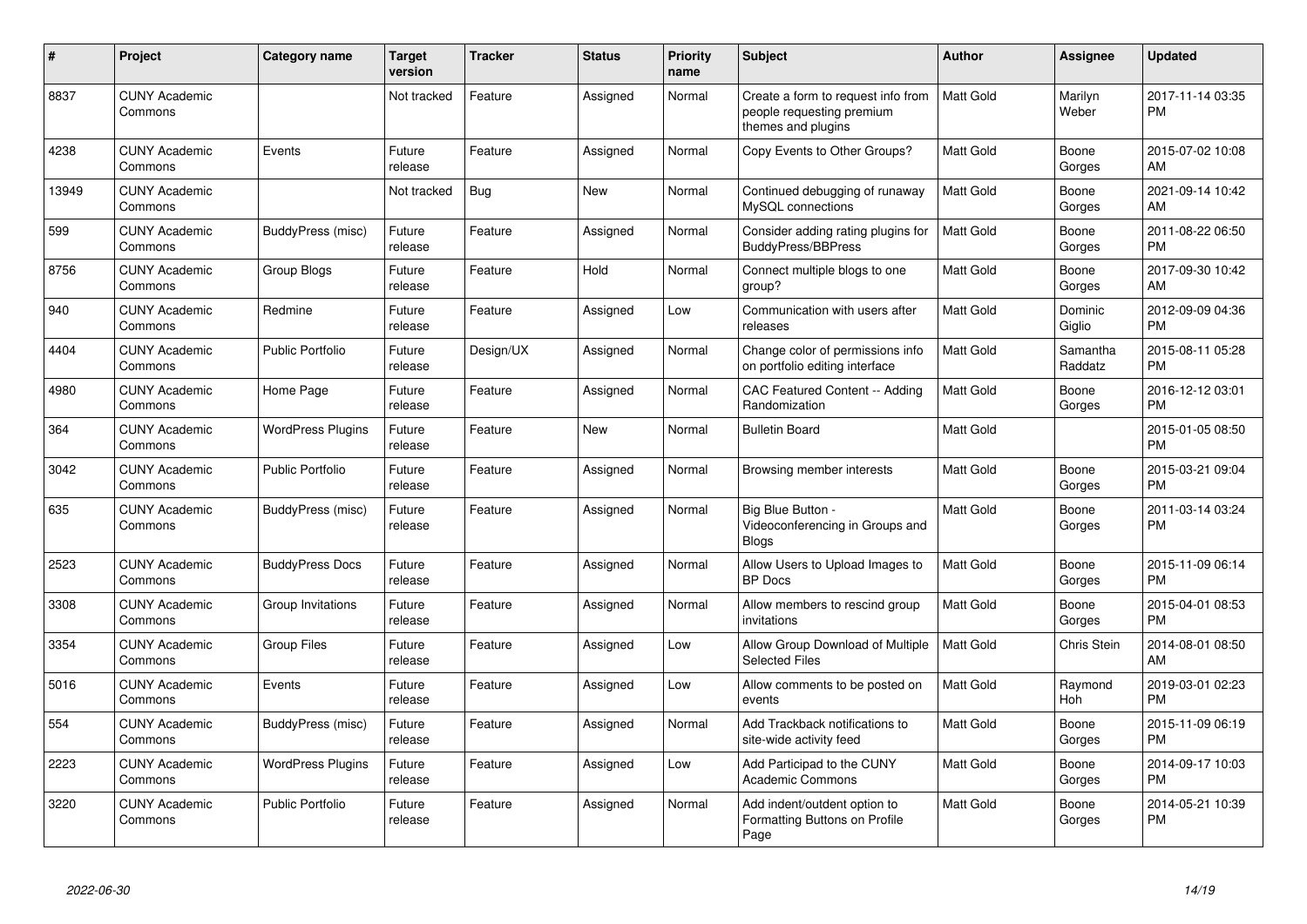| # | Project | Category name | Target version | Tracker | Status | Priority name | Subject | Author | Assignee | Updated |
|---|---|---|---|---|---|---|---|---|---|---|
| 8837 | CUNY Academic Commons | | Not tracked | Feature | Assigned | Normal | Create a form to request info from people requesting premium themes and plugins | Matt Gold | Marilyn Weber | 2017-11-14 03:35 PM |
| 4238 | CUNY Academic Commons | Events | Future release | Feature | Assigned | Normal | Copy Events to Other Groups? | Matt Gold | Boone Gorges | 2015-07-02 10:08 AM |
| 13949 | CUNY Academic Commons | | Not tracked | Bug | New | Normal | Continued debugging of runaway MySQL connections | Matt Gold | Boone Gorges | 2021-09-14 10:42 AM |
| 599 | CUNY Academic Commons | BuddyPress (misc) | Future release | Feature | Assigned | Normal | Consider adding rating plugins for BuddyPress/BBPress | Matt Gold | Boone Gorges | 2011-08-22 06:50 PM |
| 8756 | CUNY Academic Commons | Group Blogs | Future release | Feature | Hold | Normal | Connect multiple blogs to one group? | Matt Gold | Boone Gorges | 2017-09-30 10:42 AM |
| 940 | CUNY Academic Commons | Redmine | Future release | Feature | Assigned | Low | Communication with users after releases | Matt Gold | Dominic Giglio | 2012-09-09 04:36 PM |
| 4404 | CUNY Academic Commons | Public Portfolio | Future release | Design/UX | Assigned | Normal | Change color of permissions info on portfolio editing interface | Matt Gold | Samantha Raddatz | 2015-08-11 05:28 PM |
| 4980 | CUNY Academic Commons | Home Page | Future release | Feature | Assigned | Normal | CAC Featured Content -- Adding Randomization | Matt Gold | Boone Gorges | 2016-12-12 03:01 PM |
| 364 | CUNY Academic Commons | WordPress Plugins | Future release | Feature | New | Normal | Bulletin Board | Matt Gold | | 2015-01-05 08:50 PM |
| 3042 | CUNY Academic Commons | Public Portfolio | Future release | Feature | Assigned | Normal | Browsing member interests | Matt Gold | Boone Gorges | 2015-03-21 09:04 PM |
| 635 | CUNY Academic Commons | BuddyPress (misc) | Future release | Feature | Assigned | Normal | Big Blue Button - Videoconferencing in Groups and Blogs | Matt Gold | Boone Gorges | 2011-03-14 03:24 PM |
| 2523 | CUNY Academic Commons | BuddyPress Docs | Future release | Feature | Assigned | Normal | Allow Users to Upload Images to BP Docs | Matt Gold | Boone Gorges | 2015-11-09 06:14 PM |
| 3308 | CUNY Academic Commons | Group Invitations | Future release | Feature | Assigned | Normal | Allow members to rescind group invitations | Matt Gold | Boone Gorges | 2015-04-01 08:53 PM |
| 3354 | CUNY Academic Commons | Group Files | Future release | Feature | Assigned | Low | Allow Group Download of Multiple Selected Files | Matt Gold | Chris Stein | 2014-08-01 08:50 AM |
| 5016 | CUNY Academic Commons | Events | Future release | Feature | Assigned | Low | Allow comments to be posted on events | Matt Gold | Raymond Hoh | 2019-03-01 02:23 PM |
| 554 | CUNY Academic Commons | BuddyPress (misc) | Future release | Feature | Assigned | Normal | Add Trackback notifications to site-wide activity feed | Matt Gold | Boone Gorges | 2015-11-09 06:19 PM |
| 2223 | CUNY Academic Commons | WordPress Plugins | Future release | Feature | Assigned | Low | Add Participad to the CUNY Academic Commons | Matt Gold | Boone Gorges | 2014-09-17 10:03 PM |
| 3220 | CUNY Academic Commons | Public Portfolio | Future release | Feature | Assigned | Normal | Add indent/outdent option to Formatting Buttons on Profile Page | Matt Gold | Boone Gorges | 2014-05-21 10:39 PM |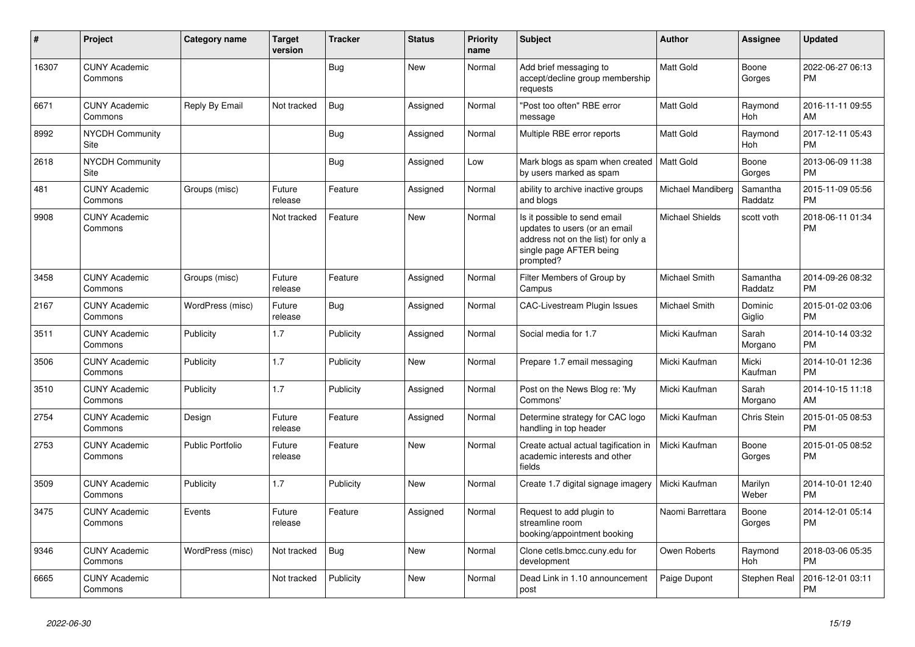| # | Project | Category name | Target version | Tracker | Status | Priority name | Subject | Author | Assignee | Updated |
|---|---|---|---|---|---|---|---|---|---|---|
| 16307 | CUNY Academic Commons | | | Bug | New | Normal | Add brief messaging to accept/decline group membership requests | Matt Gold | Boone Gorges | 2022-06-27 06:13 PM |
| 6671 | CUNY Academic Commons | Reply By Email | Not tracked | Bug | Assigned | Normal | "Post too often" RBE error message | Matt Gold | Raymond Hoh | 2016-11-11 09:55 AM |
| 8992 | NYCDH Community Site | | | Bug | Assigned | Normal | Multiple RBE error reports | Matt Gold | Raymond Hoh | 2017-12-11 05:43 PM |
| 2618 | NYCDH Community Site | | | Bug | Assigned | Low | Mark blogs as spam when created by users marked as spam | Matt Gold | Boone Gorges | 2013-06-09 11:38 PM |
| 481 | CUNY Academic Commons | Groups (misc) | Future release | Feature | Assigned | Normal | ability to archive inactive groups and blogs | Michael Mandiberg | Samantha Raddatz | 2015-11-09 05:56 PM |
| 9908 | CUNY Academic Commons | | Not tracked | Feature | New | Normal | Is it possible to send email updates to users (or an email address not on the list) for only a single page AFTER being prompted? | Michael Shields | scott voth | 2018-06-11 01:34 PM |
| 3458 | CUNY Academic Commons | Groups (misc) | Future release | Feature | Assigned | Normal | Filter Members of Group by Campus | Michael Smith | Samantha Raddatz | 2014-09-26 08:32 PM |
| 2167 | CUNY Academic Commons | WordPress (misc) | Future release | Bug | Assigned | Normal | CAC-Livestream Plugin Issues | Michael Smith | Dominic Giglio | 2015-01-02 03:06 PM |
| 3511 | CUNY Academic Commons | Publicity | 1.7 | Publicity | Assigned | Normal | Social media for 1.7 | Micki Kaufman | Sarah Morgano | 2014-10-14 03:32 PM |
| 3506 | CUNY Academic Commons | Publicity | 1.7 | Publicity | New | Normal | Prepare 1.7 email messaging | Micki Kaufman | Micki Kaufman | 2014-10-01 12:36 PM |
| 3510 | CUNY Academic Commons | Publicity | 1.7 | Publicity | Assigned | Normal | Post on the News Blog re: 'My Commons' | Micki Kaufman | Sarah Morgano | 2014-10-15 11:18 AM |
| 2754 | CUNY Academic Commons | Design | Future release | Feature | Assigned | Normal | Determine strategy for CAC logo handling in top header | Micki Kaufman | Chris Stein | 2015-01-05 08:53 PM |
| 2753 | CUNY Academic Commons | Public Portfolio | Future release | Feature | New | Normal | Create actual actual tagification in academic interests and other fields | Micki Kaufman | Boone Gorges | 2015-01-05 08:52 PM |
| 3509 | CUNY Academic Commons | Publicity | 1.7 | Publicity | New | Normal | Create 1.7 digital signage imagery | Micki Kaufman | Marilyn Weber | 2014-10-01 12:40 PM |
| 3475 | CUNY Academic Commons | Events | Future release | Feature | Assigned | Normal | Request to add plugin to streamline room booking/appointment booking | Naomi Barrettara | Boone Gorges | 2014-12-01 05:14 PM |
| 9346 | CUNY Academic Commons | WordPress (misc) | Not tracked | Bug | New | Normal | Clone cetls.bmcc.cuny.edu for development | Owen Roberts | Raymond Hoh | 2018-03-06 05:35 PM |
| 6665 | CUNY Academic Commons | | Not tracked | Publicity | New | Normal | Dead Link in 1.10 announcement post | Paige Dupont | Stephen Real | 2016-12-01 03:11 PM |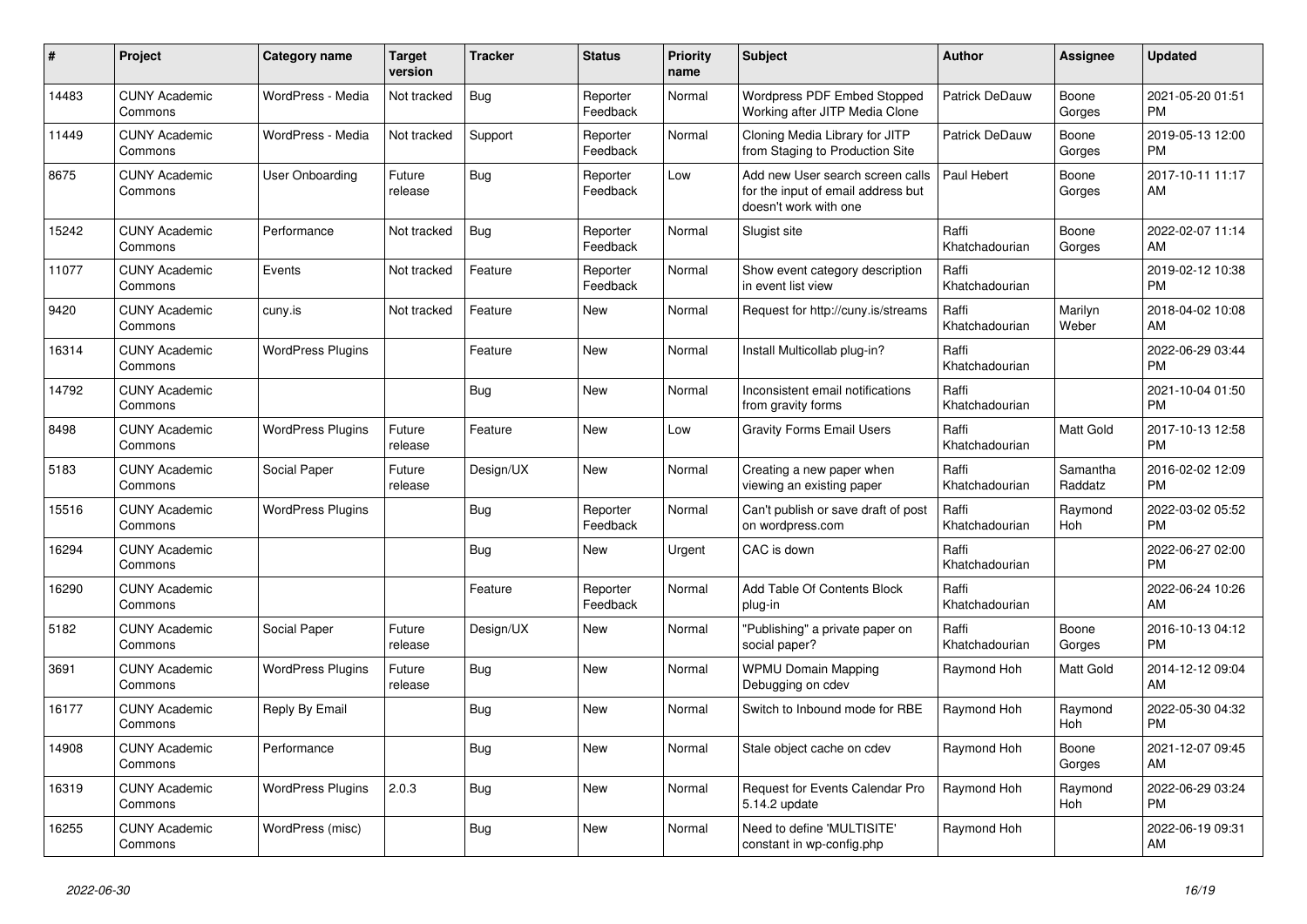| # | Project | Category name | Target version | Tracker | Status | Priority name | Subject | Author | Assignee | Updated |
|---|---|---|---|---|---|---|---|---|---|---|
| 14483 | CUNY Academic Commons | WordPress - Media | Not tracked | Bug | Reporter Feedback | Normal | Wordpress PDF Embed Stopped Working after JITP Media Clone | Patrick DeDauw | Boone Gorges | 2021-05-20 01:51 PM |
| 11449 | CUNY Academic Commons | WordPress - Media | Not tracked | Support | Reporter Feedback | Normal | Cloning Media Library for JITP from Staging to Production Site | Patrick DeDauw | Boone Gorges | 2019-05-13 12:00 PM |
| 8675 | CUNY Academic Commons | User Onboarding | Future release | Bug | Reporter Feedback | Low | Add new User search screen calls for the input of email address but doesn't work with one | Paul Hebert | Boone Gorges | 2017-10-11 11:17 AM |
| 15242 | CUNY Academic Commons | Performance | Not tracked | Bug | Reporter Feedback | Normal | Slugist site | Raffi Khatchadourian | Boone Gorges | 2022-02-07 11:14 AM |
| 11077 | CUNY Academic Commons | Events | Not tracked | Feature | Reporter Feedback | Normal | Show event category description in event list view | Raffi Khatchadourian | | 2019-02-12 10:38 PM |
| 9420 | CUNY Academic Commons | cuny.is | Not tracked | Feature | New | Normal | Request for http://cuny.is/streams | Raffi Khatchadourian | Marilyn Weber | 2018-04-02 10:08 AM |
| 16314 | CUNY Academic Commons | WordPress Plugins | | Feature | New | Normal | Install Multicollab plug-in? | Raffi Khatchadourian | | 2022-06-29 03:44 PM |
| 14792 | CUNY Academic Commons | | | Bug | New | Normal | Inconsistent email notifications from gravity forms | Raffi Khatchadourian | | 2021-10-04 01:50 PM |
| 8498 | CUNY Academic Commons | WordPress Plugins | Future release | Feature | New | Low | Gravity Forms Email Users | Raffi Khatchadourian | Matt Gold | 2017-10-13 12:58 PM |
| 5183 | CUNY Academic Commons | Social Paper | Future release | Design/UX | New | Normal | Creating a new paper when viewing an existing paper | Raffi Khatchadourian | Samantha Raddatz | 2016-02-02 12:09 PM |
| 15516 | CUNY Academic Commons | WordPress Plugins | | Bug | Reporter Feedback | Normal | Can't publish or save draft of post on wordpress.com | Raffi Khatchadourian | Raymond Hoh | 2022-03-02 05:52 PM |
| 16294 | CUNY Academic Commons | | | Bug | New | Urgent | CAC is down | Raffi Khatchadourian | | 2022-06-27 02:00 PM |
| 16290 | CUNY Academic Commons | | | Feature | Reporter Feedback | Normal | Add Table Of Contents Block plug-in | Raffi Khatchadourian | | 2022-06-24 10:26 AM |
| 5182 | CUNY Academic Commons | Social Paper | Future release | Design/UX | New | Normal | "Publishing" a private paper on social paper? | Raffi Khatchadourian | Boone Gorges | 2016-10-13 04:12 PM |
| 3691 | CUNY Academic Commons | WordPress Plugins | Future release | Bug | New | Normal | WPMU Domain Mapping Debugging on cdev | Raymond Hoh | Matt Gold | 2014-12-12 09:04 AM |
| 16177 | CUNY Academic Commons | Reply By Email | | Bug | New | Normal | Switch to Inbound mode for RBE | Raymond Hoh | Raymond Hoh | 2022-05-30 04:32 PM |
| 14908 | CUNY Academic Commons | Performance | | Bug | New | Normal | Stale object cache on cdev | Raymond Hoh | Boone Gorges | 2021-12-07 09:45 AM |
| 16319 | CUNY Academic Commons | WordPress Plugins | 2.0.3 | Bug | New | Normal | Request for Events Calendar Pro 5.14.2 update | Raymond Hoh | Raymond Hoh | 2022-06-29 03:24 PM |
| 16255 | CUNY Academic Commons | WordPress (misc) | | Bug | New | Normal | Need to define 'MULTISITE' constant in wp-config.php | Raymond Hoh | | 2022-06-19 09:31 AM |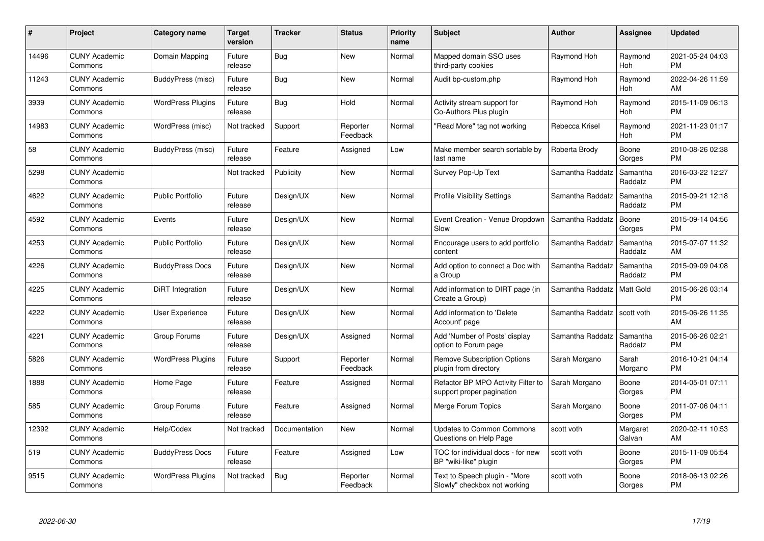| # | Project | Category name | Target version | Tracker | Status | Priority name | Subject | Author | Assignee | Updated |
|---|---|---|---|---|---|---|---|---|---|---|
| 14496 | CUNY Academic Commons | Domain Mapping | Future release | Bug | New | Normal | Mapped domain SSO uses third-party cookies | Raymond Hoh | Raymond Hoh | 2021-05-24 04:03 PM |
| 11243 | CUNY Academic Commons | BuddyPress (misc) | Future release | Bug | New | Normal | Audit bp-custom.php | Raymond Hoh | Raymond Hoh | 2022-04-26 11:59 AM |
| 3939 | CUNY Academic Commons | WordPress Plugins | Future release | Bug | Hold | Normal | Activity stream support for Co-Authors Plus plugin | Raymond Hoh | Raymond Hoh | 2015-11-09 06:13 PM |
| 14983 | CUNY Academic Commons | WordPress (misc) | Not tracked | Support | Reporter Feedback | Normal | "Read More" tag not working | Rebecca Krisel | Raymond Hoh | 2021-11-23 01:17 PM |
| 58 | CUNY Academic Commons | BuddyPress (misc) | Future release | Feature | Assigned | Low | Make member search sortable by last name | Roberta Brody | Boone Gorges | 2010-08-26 02:38 PM |
| 5298 | CUNY Academic Commons | | Not tracked | Publicity | New | Normal | Survey Pop-Up Text | Samantha Raddatz | Samantha Raddatz | 2016-03-22 12:27 PM |
| 4622 | CUNY Academic Commons | Public Portfolio | Future release | Design/UX | New | Normal | Profile Visibility Settings | Samantha Raddatz | Samantha Raddatz | 2015-09-21 12:18 PM |
| 4592 | CUNY Academic Commons | Events | Future release | Design/UX | New | Normal | Event Creation - Venue Dropdown Slow | Samantha Raddatz | Boone Gorges | 2015-09-14 04:56 PM |
| 4253 | CUNY Academic Commons | Public Portfolio | Future release | Design/UX | New | Normal | Encourage users to add portfolio content | Samantha Raddatz | Samantha Raddatz | 2015-07-07 11:32 AM |
| 4226 | CUNY Academic Commons | BuddyPress Docs | Future release | Design/UX | New | Normal | Add option to connect a Doc with a Group | Samantha Raddatz | Samantha Raddatz | 2015-09-09 04:08 PM |
| 4225 | CUNY Academic Commons | DiRT Integration | Future release | Design/UX | New | Normal | Add information to DIRT page (in Create a Group) | Samantha Raddatz | Matt Gold | 2015-06-26 03:14 PM |
| 4222 | CUNY Academic Commons | User Experience | Future release | Design/UX | New | Normal | Add information to 'Delete Account' page | Samantha Raddatz | scott voth | 2015-06-26 11:35 AM |
| 4221 | CUNY Academic Commons | Group Forums | Future release | Design/UX | Assigned | Normal | Add 'Number of Posts' display option to Forum page | Samantha Raddatz | Samantha Raddatz | 2015-06-26 02:21 PM |
| 5826 | CUNY Academic Commons | WordPress Plugins | Future release | Support | Reporter Feedback | Normal | Remove Subscription Options plugin from directory | Sarah Morgano | Sarah Morgano | 2016-10-21 04:14 PM |
| 1888 | CUNY Academic Commons | Home Page | Future release | Feature | Assigned | Normal | Refactor BP MPO Activity Filter to support proper pagination | Sarah Morgano | Boone Gorges | 2014-05-01 07:11 PM |
| 585 | CUNY Academic Commons | Group Forums | Future release | Feature | Assigned | Normal | Merge Forum Topics | Sarah Morgano | Boone Gorges | 2011-07-06 04:11 PM |
| 12392 | CUNY Academic Commons | Help/Codex | Not tracked | Documentation | New | Normal | Updates to Common Commons Questions on Help Page | scott voth | Margaret Galvan | 2020-02-11 10:53 AM |
| 519 | CUNY Academic Commons | BuddyPress Docs | Future release | Feature | Assigned | Low | TOC for individual docs - for new BP "wiki-like" plugin | scott voth | Boone Gorges | 2015-11-09 05:54 PM |
| 9515 | CUNY Academic Commons | WordPress Plugins | Not tracked | Bug | Reporter Feedback | Normal | Text to Speech plugin - "More Slowly" checkbox not working | scott voth | Boone Gorges | 2018-06-13 02:26 PM |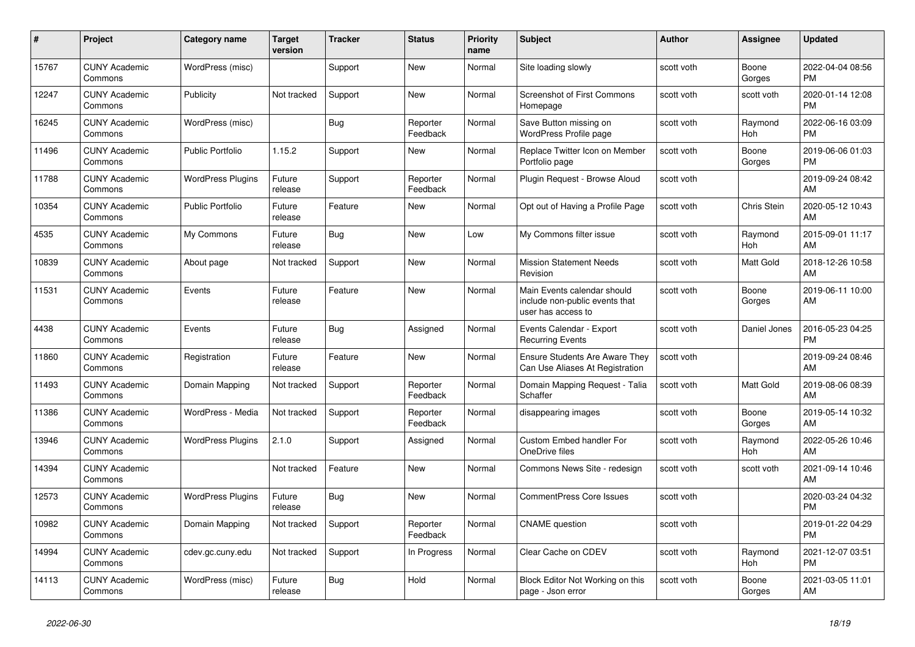| # | Project | Category name | Target version | Tracker | Status | Priority name | Subject | Author | Assignee | Updated |
|---|---|---|---|---|---|---|---|---|---|---|
| 15767 | CUNY Academic Commons | WordPress (misc) | | Support | New | Normal | Site loading slowly | scott voth | Boone Gorges | 2022-04-04 08:56 PM |
| 12247 | CUNY Academic Commons | Publicity | Not tracked | Support | New | Normal | Screenshot of First Commons Homepage | scott voth | scott voth | 2020-01-14 12:08 PM |
| 16245 | CUNY Academic Commons | WordPress (misc) | | Bug | Reporter Feedback | Normal | Save Button missing on WordPress Profile page | scott voth | Raymond Hoh | 2022-06-16 03:09 PM |
| 11496 | CUNY Academic Commons | Public Portfolio | 1.15.2 | Support | New | Normal | Replace Twitter Icon on Member Portfolio page | scott voth | Boone Gorges | 2019-06-06 01:03 PM |
| 11788 | CUNY Academic Commons | WordPress Plugins | Future release | Support | Reporter Feedback | Normal | Plugin Request - Browse Aloud | scott voth | | 2019-09-24 08:42 AM |
| 10354 | CUNY Academic Commons | Public Portfolio | Future release | Feature | New | Normal | Opt out of Having a Profile Page | scott voth | Chris Stein | 2020-05-12 10:43 AM |
| 4535 | CUNY Academic Commons | My Commons | Future release | Bug | New | Low | My Commons filter issue | scott voth | Raymond Hoh | 2015-09-01 11:17 AM |
| 10839 | CUNY Academic Commons | About page | Not tracked | Support | New | Normal | Mission Statement Needs Revision | scott voth | Matt Gold | 2018-12-26 10:58 AM |
| 11531 | CUNY Academic Commons | Events | Future release | Feature | New | Normal | Main Events calendar should include non-public events that user has access to | scott voth | Boone Gorges | 2019-06-11 10:00 AM |
| 4438 | CUNY Academic Commons | Events | Future release | Bug | Assigned | Normal | Events Calendar - Export Recurring Events | scott voth | Daniel Jones | 2016-05-23 04:25 PM |
| 11860 | CUNY Academic Commons | Registration | Future release | Feature | New | Normal | Ensure Students Are Aware They Can Use Aliases At Registration | scott voth | | 2019-09-24 08:46 AM |
| 11493 | CUNY Academic Commons | Domain Mapping | Not tracked | Support | Reporter Feedback | Normal | Domain Mapping Request - Talia Schaffer | scott voth | Matt Gold | 2019-08-06 08:39 AM |
| 11386 | CUNY Academic Commons | WordPress - Media | Not tracked | Support | Reporter Feedback | Normal | disappearing images | scott voth | Boone Gorges | 2019-05-14 10:32 AM |
| 13946 | CUNY Academic Commons | WordPress Plugins | 2.1.0 | Support | Assigned | Normal | Custom Embed handler For OneDrive files | scott voth | Raymond Hoh | 2022-05-26 10:46 AM |
| 14394 | CUNY Academic Commons | | Not tracked | Feature | New | Normal | Commons News Site - redesign | scott voth | scott voth | 2021-09-14 10:46 AM |
| 12573 | CUNY Academic Commons | WordPress Plugins | Future release | Bug | New | Normal | CommentPress Core Issues | scott voth | | 2020-03-24 04:32 PM |
| 10982 | CUNY Academic Commons | Domain Mapping | Not tracked | Support | Reporter Feedback | Normal | CNAME question | scott voth | | 2019-01-22 04:29 PM |
| 14994 | CUNY Academic Commons | cdev.gc.cuny.edu | Not tracked | Support | In Progress | Normal | Clear Cache on CDEV | scott voth | Raymond Hoh | 2021-12-07 03:51 PM |
| 14113 | CUNY Academic Commons | WordPress (misc) | Future release | Bug | Hold | Normal | Block Editor Not Working on this page - Json error | scott voth | Boone Gorges | 2021-03-05 11:01 AM |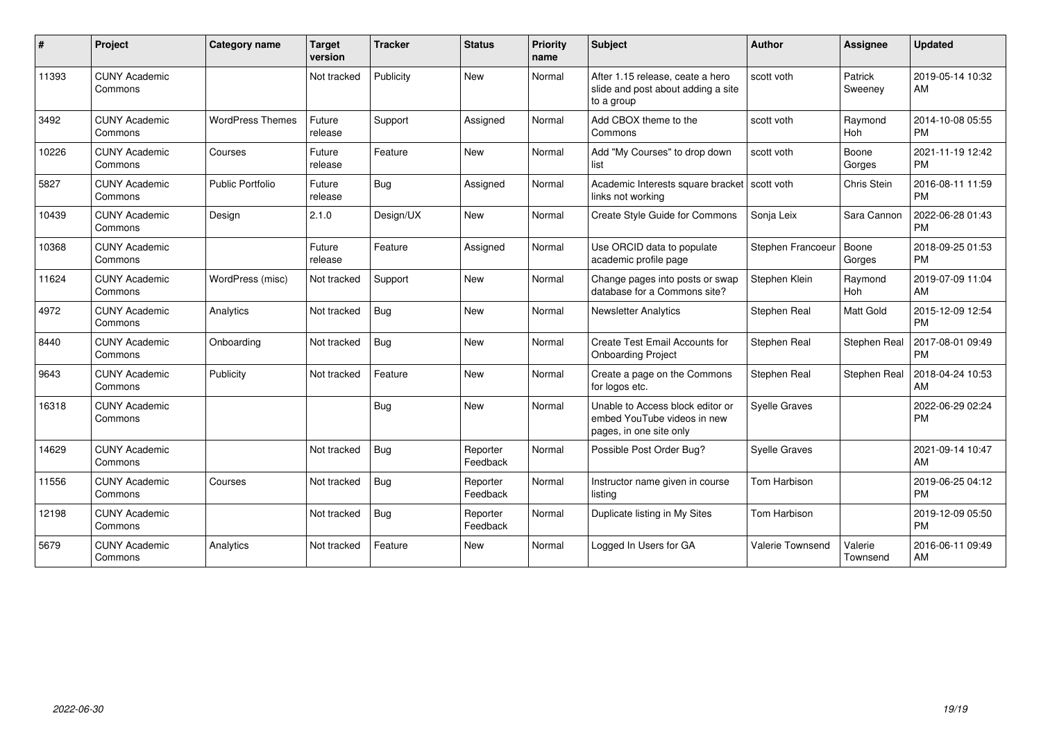| # | Project | Category name | Target version | Tracker | Status | Priority name | Subject | Author | Assignee | Updated |
|---|---|---|---|---|---|---|---|---|---|---|
| 11393 | CUNY Academic Commons | | Not tracked | Publicity | New | Normal | After 1.15 release, ceate a hero slide and post about adding a site to a group | scott voth | Patrick Sweeney | 2019-05-14 10:32 AM |
| 3492 | CUNY Academic Commons | WordPress Themes | Future release | Support | Assigned | Normal | Add CBOX theme to the Commons | scott voth | Raymond Hoh | 2014-10-08 05:55 PM |
| 10226 | CUNY Academic Commons | Courses | Future release | Feature | New | Normal | Add "My Courses" to drop down list | scott voth | Boone Gorges | 2021-11-19 12:42 PM |
| 5827 | CUNY Academic Commons | Public Portfolio | Future release | Bug | Assigned | Normal | Academic Interests square bracket links not working | scott voth | Chris Stein | 2016-08-11 11:59 PM |
| 10439 | CUNY Academic Commons | Design | 2.1.0 | Design/UX | New | Normal | Create Style Guide for Commons | Sonja Leix | Sara Cannon | 2022-06-28 01:43 PM |
| 10368 | CUNY Academic Commons | | Future release | Feature | Assigned | Normal | Use ORCID data to populate academic profile page | Stephen Francoeur | Boone Gorges | 2018-09-25 01:53 PM |
| 11624 | CUNY Academic Commons | WordPress (misc) | Not tracked | Support | New | Normal | Change pages into posts or swap database for a Commons site? | Stephen Klein | Raymond Hoh | 2019-07-09 11:04 AM |
| 4972 | CUNY Academic Commons | Analytics | Not tracked | Bug | New | Normal | Newsletter Analytics | Stephen Real | Matt Gold | 2015-12-09 12:54 PM |
| 8440 | CUNY Academic Commons | Onboarding | Not tracked | Bug | New | Normal | Create Test Email Accounts for Onboarding Project | Stephen Real | Stephen Real | 2017-08-01 09:49 PM |
| 9643 | CUNY Academic Commons | Publicity | Not tracked | Feature | New | Normal | Create a page on the Commons for logos etc. | Stephen Real | Stephen Real | 2018-04-24 10:53 AM |
| 16318 | CUNY Academic Commons | | | Bug | New | Normal | Unable to Access block editor or embed YouTube videos in new pages, in one site only | Syelle Graves | | 2022-06-29 02:24 PM |
| 14629 | CUNY Academic Commons | | Not tracked | Bug | Reporter Feedback | Normal | Possible Post Order Bug? | Syelle Graves | | 2021-09-14 10:47 AM |
| 11556 | CUNY Academic Commons | Courses | Not tracked | Bug | Reporter Feedback | Normal | Instructor name given in course listing | Tom Harbison | | 2019-06-25 04:12 PM |
| 12198 | CUNY Academic Commons | | Not tracked | Bug | Reporter Feedback | Normal | Duplicate listing in My Sites | Tom Harbison | | 2019-12-09 05:50 PM |
| 5679 | CUNY Academic Commons | Analytics | Not tracked | Feature | New | Normal | Logged In Users for GA | Valerie Townsend | Valerie Townsend | 2016-06-11 09:49 AM |